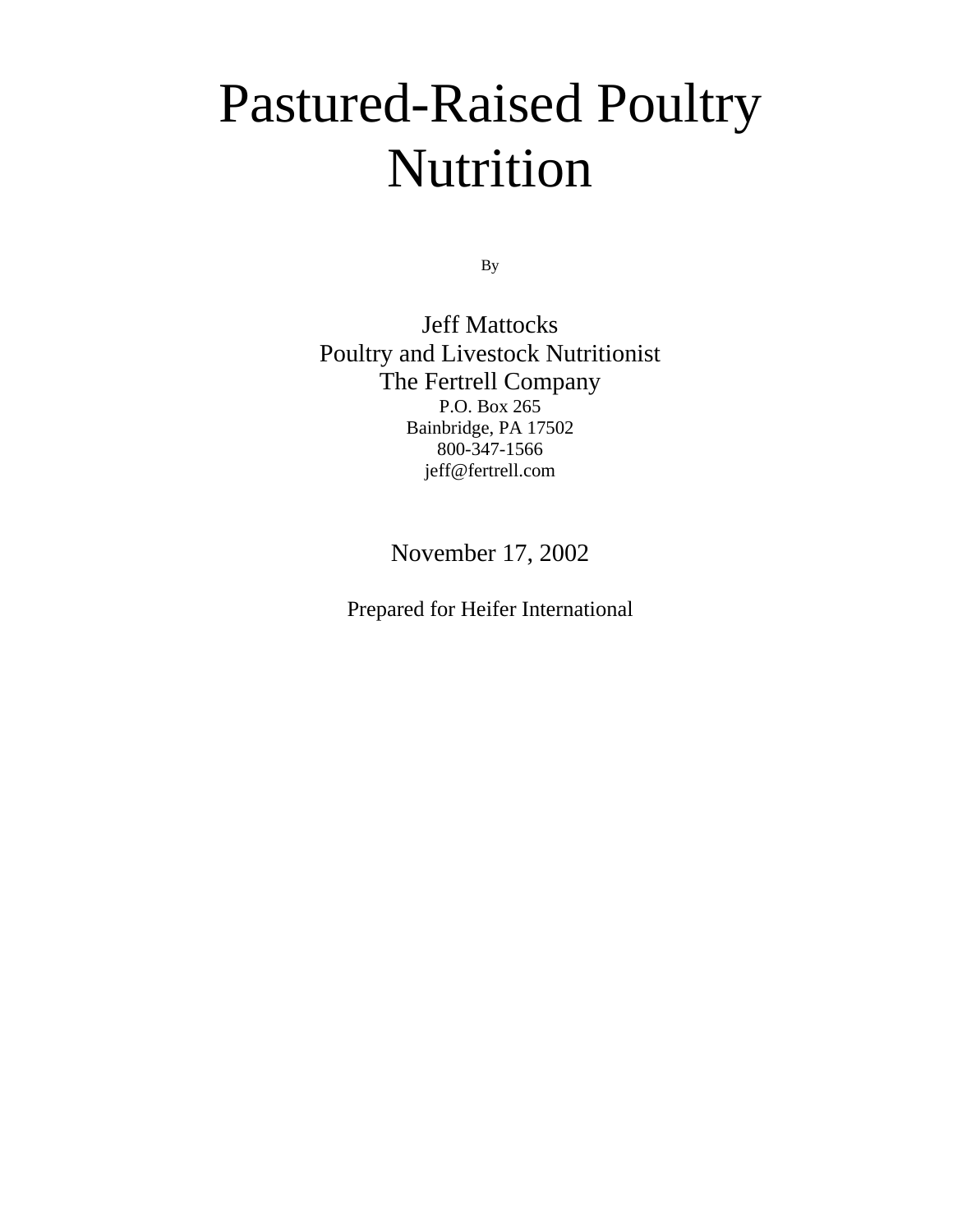# Pastured-Raised Poultry Nutrition

By

Jeff Mattocks
Poultry and Livestock Nutritionist
The Fertrell Company
P.O. Box 265
Bainbridge, PA 17502
800-347-1566
jeff@fertrell.com

November 17, 2002

Prepared for Heifer International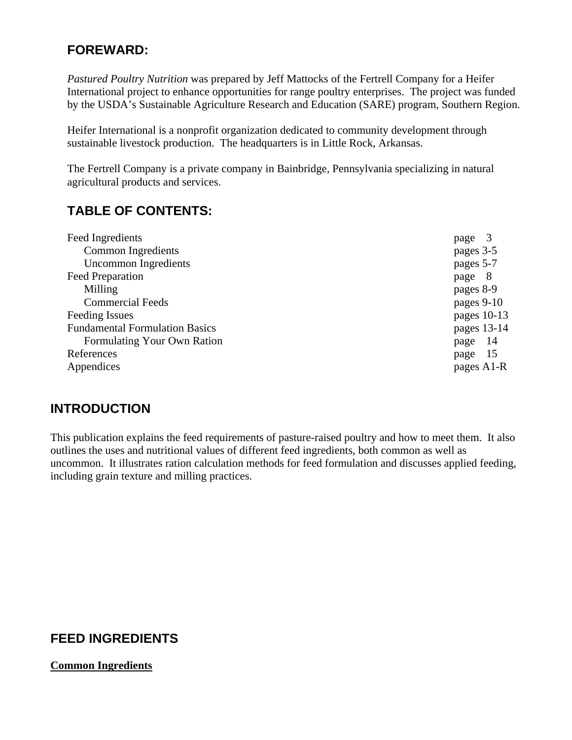## FOREWARD:

*Pastured Poultry Nutrition* was prepared by Jeff Mattocks of the Fertrell Company for a Heifer International project to enhance opportunities for range poultry enterprises. The project was funded by the USDA's Sustainable Agriculture Research and Education (SARE) program, Southern Region.

Heifer International is a nonprofit organization dedicated to community development through sustainable livestock production. The headquarters is in Little Rock, Arkansas.

The Fertrell Company is a private company in Bainbridge, Pennsylvania specializing in natural agricultural products and services.

## TABLE OF CONTENTS:

| | |
|---|---|
| Feed Ingredients | page 3 |
| Common Ingredients | pages 3-5 |
| Uncommon Ingredients | pages 5-7 |
| Feed Preparation | page 8 |
| Milling | pages 8-9 |
| Commercial Feeds | pages 9-10 |
| Feeding Issues | pages 10-13 |
| Fundamental Formulation Basics | pages 13-14 |
| Formulating Your Own Ration | page 14 |
| References | page 15 |
| Appendices | pages A1-R |

## INTRODUCTION

This publication explains the feed requirements of pasture-raised poultry and how to meet them. It also outlines the uses and nutritional values of different feed ingredients, both common as well as uncommon. It illustrates ration calculation methods for feed formulation and discusses applied feeding, including grain texture and milling practices.

## FEED INGREDIENTS

**Common Ingredients**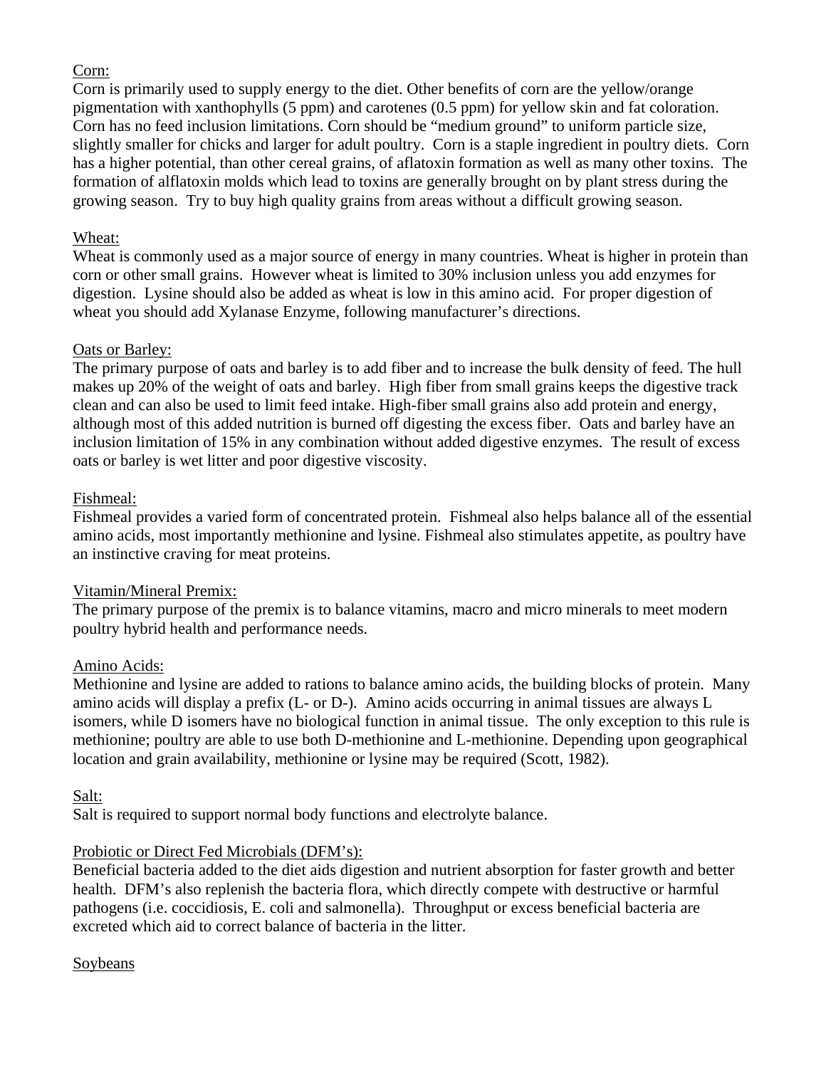Corn:

Corn is primarily used to supply energy to the diet. Other benefits of corn are the yellow/orange pigmentation with xanthophylls (5 ppm) and carotenes (0.5 ppm) for yellow skin and fat coloration. Corn has no feed inclusion limitations. Corn should be "medium ground" to uniform particle size, slightly smaller for chicks and larger for adult poultry. Corn is a staple ingredient in poultry diets. Corn has a higher potential, than other cereal grains, of aflatoxin formation as well as many other toxins. The formation of alflatoxin molds which lead to toxins are generally brought on by plant stress during the growing season. Try to buy high quality grains from areas without a difficult growing season.

Wheat:

Wheat is commonly used as a major source of energy in many countries. Wheat is higher in protein than corn or other small grains. However wheat is limited to 30% inclusion unless you add enzymes for digestion. Lysine should also be added as wheat is low in this amino acid. For proper digestion of wheat you should add Xylanase Enzyme, following manufacturer's directions.

Oats or Barley:

The primary purpose of oats and barley is to add fiber and to increase the bulk density of feed. The hull makes up 20% of the weight of oats and barley. High fiber from small grains keeps the digestive track clean and can also be used to limit feed intake. High-fiber small grains also add protein and energy, although most of this added nutrition is burned off digesting the excess fiber. Oats and barley have an inclusion limitation of 15% in any combination without added digestive enzymes. The result of excess oats or barley is wet litter and poor digestive viscosity.

Fishmeal:

Fishmeal provides a varied form of concentrated protein. Fishmeal also helps balance all of the essential amino acids, most importantly methionine and lysine. Fishmeal also stimulates appetite, as poultry have an instinctive craving for meat proteins.

Vitamin/Mineral Premix:

The primary purpose of the premix is to balance vitamins, macro and micro minerals to meet modern poultry hybrid health and performance needs.

Amino Acids:

Methionine and lysine are added to rations to balance amino acids, the building blocks of protein. Many amino acids will display a prefix (L- or D-). Amino acids occurring in animal tissues are always L isomers, while D isomers have no biological function in animal tissue. The only exception to this rule is methionine; poultry are able to use both D-methionine and L-methionine. Depending upon geographical location and grain availability, methionine or lysine may be required (Scott, 1982).

Salt:

Salt is required to support normal body functions and electrolyte balance.

Probiotic or Direct Fed Microbials (DFM's):

Beneficial bacteria added to the diet aids digestion and nutrient absorption for faster growth and better health. DFM's also replenish the bacteria flora, which directly compete with destructive or harmful pathogens (i.e. coccidiosis, E. coli and salmonella). Throughput or excess beneficial bacteria are excreted which aid to correct balance of bacteria in the litter.

Soybeans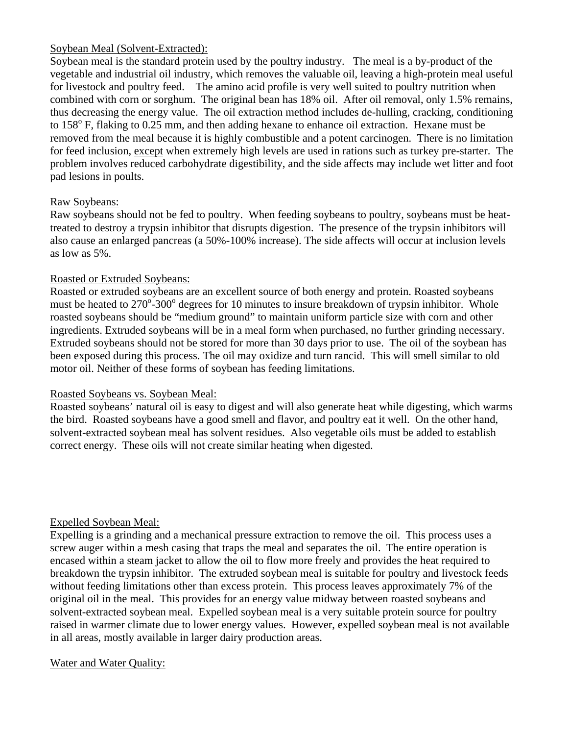Soybean Meal (Solvent-Extracted):

Soybean meal is the standard protein used by the poultry industry. The meal is a by-product of the vegetable and industrial oil industry, which removes the valuable oil, leaving a high-protein meal useful for livestock and poultry feed. The amino acid profile is very well suited to poultry nutrition when combined with corn or sorghum. The original bean has 18% oil. After oil removal, only 1.5% remains, thus decreasing the energy value. The oil extraction method includes de-hulling, cracking, conditioning to 158$^{o}$ F, flaking to 0.25 mm, and then adding hexane to enhance oil extraction. Hexane must be removed from the meal because it is highly combustible and a potent carcinogen. There is no limitation for feed inclusion, except when extremely high levels are used in rations such as turkey pre-starter. The problem involves reduced carbohydrate digestibility, and the side affects may include wet litter and foot pad lesions in poults.

Raw Soybeans:

Raw soybeans should not be fed to poultry. When feeding soybeans to poultry, soybeans must be heat-treated to destroy a trypsin inhibitor that disrupts digestion. The presence of the trypsin inhibitors will also cause an enlarged pancreas (a 50%-100% increase). The side affects will occur at inclusion levels as low as 5%.

Roasted or Extruded Soybeans:

Roasted or extruded soybeans are an excellent source of both energy and protein. Roasted soybeans must be heated to 270$^{o}$-300$^{o}$ degrees for 10 minutes to insure breakdown of trypsin inhibitor. Whole roasted soybeans should be "medium ground" to maintain uniform particle size with corn and other ingredients. Extruded soybeans will be in a meal form when purchased, no further grinding necessary. Extruded soybeans should not be stored for more than 30 days prior to use. The oil of the soybean has been exposed during this process. The oil may oxidize and turn rancid. This will smell similar to old motor oil. Neither of these forms of soybean has feeding limitations.

Roasted Soybeans vs. Soybean Meal:

Roasted soybeans' natural oil is easy to digest and will also generate heat while digesting, which warms the bird. Roasted soybeans have a good smell and flavor, and poultry eat it well. On the other hand, solvent-extracted soybean meal has solvent residues. Also vegetable oils must be added to establish correct energy. These oils will not create similar heating when digested.

Expelled Soybean Meal:

Expelling is a grinding and a mechanical pressure extraction to remove the oil. This process uses a screw auger within a mesh casing that traps the meal and separates the oil. The entire operation is encased within a steam jacket to allow the oil to flow more freely and provides the heat required to breakdown the trypsin inhibitor. The extruded soybean meal is suitable for poultry and livestock feeds without feeding limitations other than excess protein. This process leaves approximately 7% of the original oil in the meal. This provides for an energy value midway between roasted soybeans and solvent-extracted soybean meal. Expelled soybean meal is a very suitable protein source for poultry raised in warmer climate due to lower energy values. However, expelled soybean meal is not available in all areas, mostly available in larger dairy production areas.

Water and Water Quality: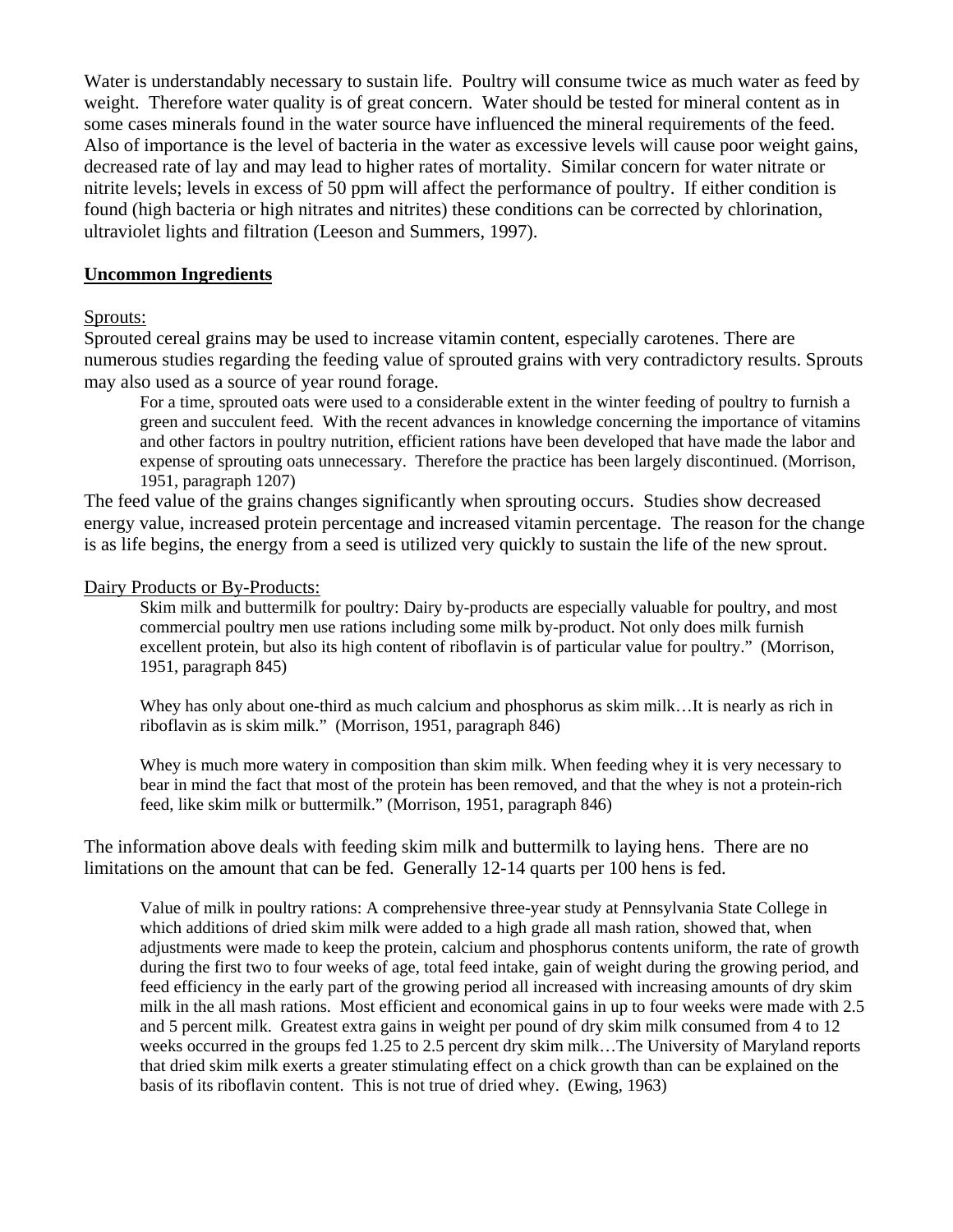Water is understandably necessary to sustain life. Poultry will consume twice as much water as feed by weight. Therefore water quality is of great concern. Water should be tested for mineral content as in some cases minerals found in the water source have influenced the mineral requirements of the feed. Also of importance is the level of bacteria in the water as excessive levels will cause poor weight gains, decreased rate of lay and may lead to higher rates of mortality. Similar concern for water nitrate or nitrite levels; levels in excess of 50 ppm will affect the performance of poultry. If either condition is found (high bacteria or high nitrates and nitrites) these conditions can be corrected by chlorination, ultraviolet lights and filtration (Leeson and Summers, 1997).

## Uncommon Ingredients

Sprouts:

Sprouted cereal grains may be used to increase vitamin content, especially carotenes. There are numerous studies regarding the feeding value of sprouted grains with very contradictory results. Sprouts may also used as a source of year round forage.

> For a time, sprouted oats were used to a considerable extent in the winter feeding of poultry to furnish a green and succulent feed. With the recent advances in knowledge concerning the importance of vitamins and other factors in poultry nutrition, efficient rations have been developed that have made the labor and expense of sprouting oats unnecessary. Therefore the practice has been largely discontinued. (Morrison, 1951, paragraph 1207)

The feed value of the grains changes significantly when sprouting occurs. Studies show decreased energy value, increased protein percentage and increased vitamin percentage. The reason for the change is as life begins, the energy from a seed is utilized very quickly to sustain the life of the new sprout.

Dairy Products or By-Products:

> Skim milk and buttermilk for poultry: Dairy by-products are especially valuable for poultry, and most commercial poultry men use rations including some milk by-product. Not only does milk furnish excellent protein, but also its high content of riboflavin is of particular value for poultry." (Morrison, 1951, paragraph 845)
>
> Whey has only about one-third as much calcium and phosphorus as skim milk…It is nearly as rich in riboflavin as is skim milk." (Morrison, 1951, paragraph 846)
>
> Whey is much more watery in composition than skim milk. When feeding whey it is very necessary to bear in mind the fact that most of the protein has been removed, and that the whey is not a protein-rich feed, like skim milk or buttermilk." (Morrison, 1951, paragraph 846)

The information above deals with feeding skim milk and buttermilk to laying hens. There are no limitations on the amount that can be fed. Generally 12-14 quarts per 100 hens is fed.

> Value of milk in poultry rations: A comprehensive three-year study at Pennsylvania State College in which additions of dried skim milk were added to a high grade all mash ration, showed that, when adjustments were made to keep the protein, calcium and phosphorus contents uniform, the rate of growth during the first two to four weeks of age, total feed intake, gain of weight during the growing period, and feed efficiency in the early part of the growing period all increased with increasing amounts of dry skim milk in the all mash rations. Most efficient and economical gains in up to four weeks were made with 2.5 and 5 percent milk. Greatest extra gains in weight per pound of dry skim milk consumed from 4 to 12 weeks occurred in the groups fed 1.25 to 2.5 percent dry skim milk…The University of Maryland reports that dried skim milk exerts a greater stimulating effect on a chick growth than can be explained on the basis of its riboflavin content. This is not true of dried whey. (Ewing, 1963)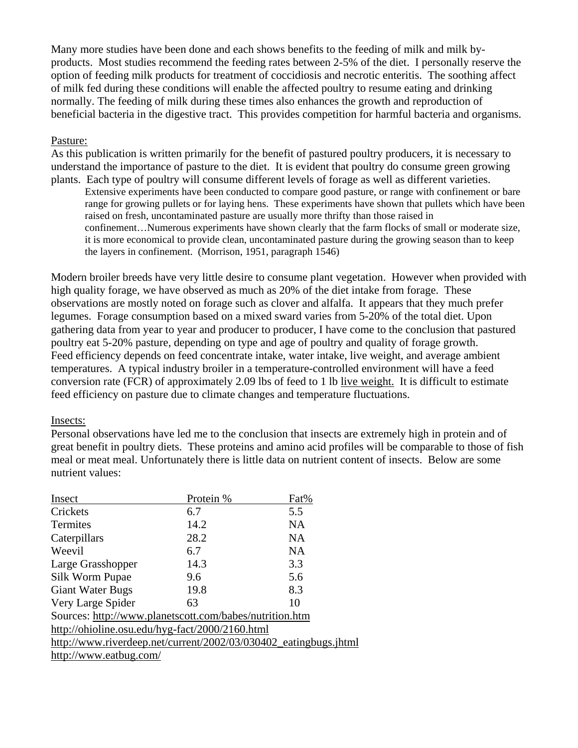Many more studies have been done and each shows benefits to the feeding of milk and milk by-products. Most studies recommend the feeding rates between 2-5% of the diet. I personally reserve the option of feeding milk products for treatment of coccidiosis and necrotic enteritis. The soothing affect of milk fed during these conditions will enable the affected poultry to resume eating and drinking normally. The feeding of milk during these times also enhances the growth and reproduction of beneficial bacteria in the digestive tract. This provides competition for harmful bacteria and organisms.

Pasture:

As this publication is written primarily for the benefit of pastured poultry producers, it is necessary to understand the importance of pasture to the diet. It is evident that poultry do consume green growing plants. Each type of poultry will consume different levels of forage as well as different varieties.

> Extensive experiments have been conducted to compare good pasture, or range with confinement or bare range for growing pullets or for laying hens. These experiments have shown that pullets which have been raised on fresh, uncontaminated pasture are usually more thrifty than those raised in confinement…Numerous experiments have shown clearly that the farm flocks of small or moderate size, it is more economical to provide clean, uncontaminated pasture during the growing season than to keep the layers in confinement. (Morrison, 1951, paragraph 1546)

Modern broiler breeds have very little desire to consume plant vegetation. However when provided with high quality forage, we have observed as much as 20% of the diet intake from forage. These observations are mostly noted on forage such as clover and alfalfa. It appears that they much prefer legumes. Forage consumption based on a mixed sward varies from 5-20% of the total diet. Upon gathering data from year to year and producer to producer, I have come to the conclusion that pastured poultry eat 5-20% pasture, depending on type and age of poultry and quality of forage growth. Feed efficiency depends on feed concentrate intake, water intake, live weight, and average ambient temperatures. A typical industry broiler in a temperature-controlled environment will have a feed conversion rate (FCR) of approximately 2.09 lbs of feed to 1 lb live weight. It is difficult to estimate feed efficiency on pasture due to climate changes and temperature fluctuations.

Insects:

Personal observations have led me to the conclusion that insects are extremely high in protein and of great benefit in poultry diets. These proteins and amino acid profiles will be comparable to those of fish meal or meat meal. Unfortunately there is little data on nutrient content of insects. Below are some nutrient values:

| Insect | Protein % | Fat% |
|---|---|---|
| Crickets | 6.7 | 5.5 |
| Termites | 14.2 | NA |
| Caterpillars | 28.2 | NA |
| Weevil | 6.7 | NA |
| Large Grasshopper | 14.3 | 3.3 |
| Silk Worm Pupae | 9.6 | 5.6 |
| Giant Water Bugs | 19.8 | 8.3 |
| Very Large Spider | 63 | 10 |

Sources: http://www.planetscott.com/babes/nutrition.htm
http://ohioline.osu.edu/hyg-fact/2000/2160.html
http://www.riverdeep.net/current/2002/03/030402_eatingbugs.jhtml
http://www.eatbug.com/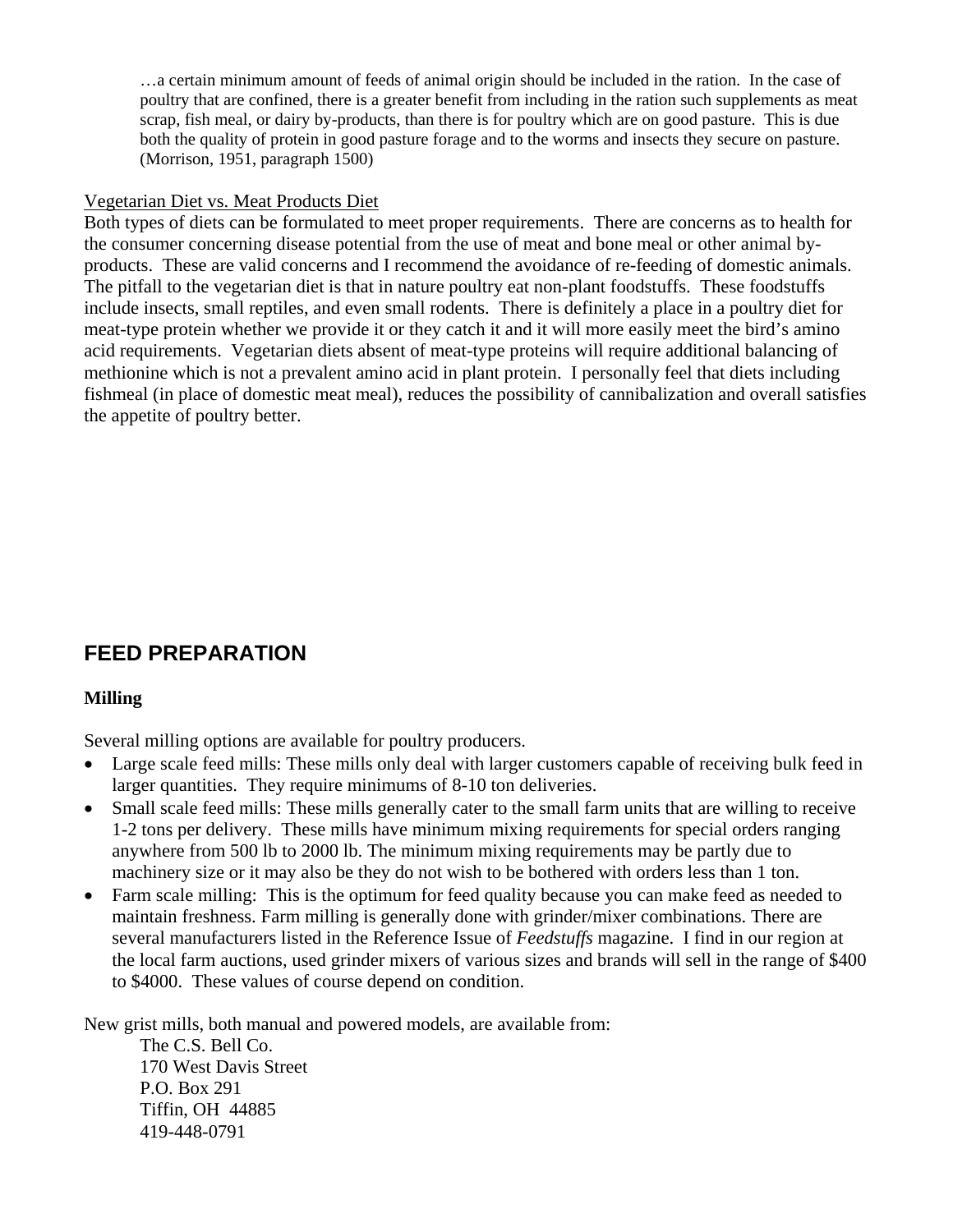> …a certain minimum amount of feeds of animal origin should be included in the ration. In the case of poultry that are confined, there is a greater benefit from including in the ration such supplements as meat scrap, fish meal, or dairy by-products, than there is for poultry which are on good pasture. This is due both the quality of protein in good pasture forage and to the worms and insects they secure on pasture. (Morrison, 1951, paragraph 1500)

<u>Vegetarian Diet vs. Meat Products Diet</u>

Both types of diets can be formulated to meet proper requirements. There are concerns as to health for the consumer concerning disease potential from the use of meat and bone meal or other animal by-products. These are valid concerns and I recommend the avoidance of re-feeding of domestic animals. The pitfall to the vegetarian diet is that in nature poultry eat non-plant foodstuffs. These foodstuffs include insects, small reptiles, and even small rodents. There is definitely a place in a poultry diet for meat-type protein whether we provide it or they catch it and it will more easily meet the bird's amino acid requirements. Vegetarian diets absent of meat-type proteins will require additional balancing of methionine which is not a prevalent amino acid in plant protein. I personally feel that diets including fishmeal (in place of domestic meat meal), reduces the possibility of cannibalization and overall satisfies the appetite of poultry better.

## FEED PREPARATION

### Milling

Several milling options are available for poultry producers.

- Large scale feed mills: These mills only deal with larger customers capable of receiving bulk feed in larger quantities. They require minimums of 8-10 ton deliveries.
- Small scale feed mills: These mills generally cater to the small farm units that are willing to receive 1-2 tons per delivery. These mills have minimum mixing requirements for special orders ranging anywhere from 500 lb to 2000 lb. The minimum mixing requirements may be partly due to machinery size or it may also be they do not wish to be bothered with orders less than 1 ton.
- Farm scale milling: This is the optimum for feed quality because you can make feed as needed to maintain freshness. Farm milling is generally done with grinder/mixer combinations. There are several manufacturers listed in the Reference Issue of *Feedstuffs* magazine. I find in our region at the local farm auctions, used grinder mixers of various sizes and brands will sell in the range of $400 to $4000. These values of course depend on condition.

New grist mills, both manual and powered models, are available from:

The C.S. Bell Co.
170 West Davis Street
P.O. Box 291
Tiffin, OH 44885
419-448-0791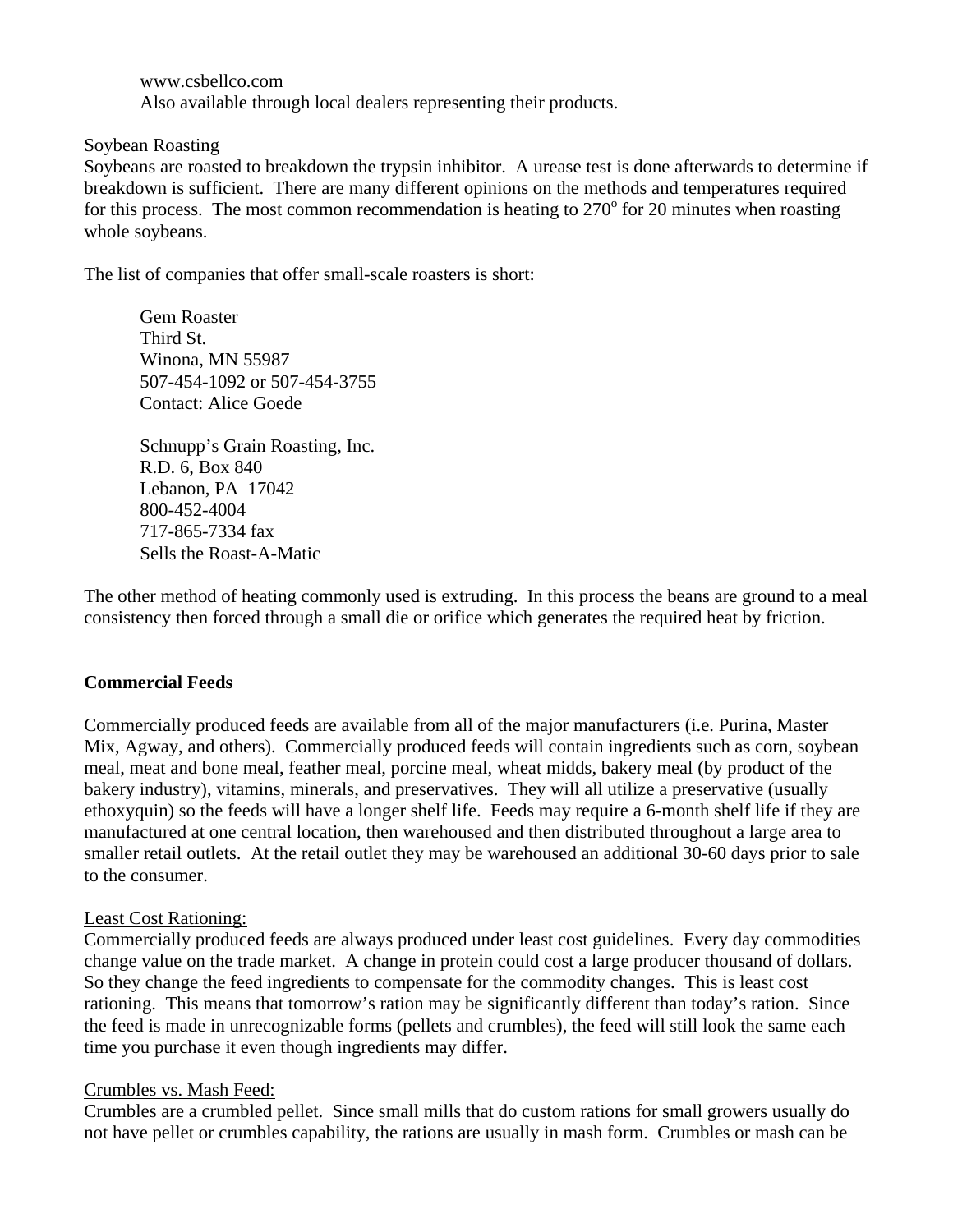www.csbellco.com
Also available through local dealers representing their products.

Soybean Roasting

Soybeans are roasted to breakdown the trypsin inhibitor. A urease test is done afterwards to determine if breakdown is sufficient. There are many different opinions on the methods and temperatures required for this process. The most common recommendation is heating to 270$^o$ for 20 minutes when roasting whole soybeans.

The list of companies that offer small-scale roasters is short:

Gem Roaster
Third St.
Winona, MN 55987
507-454-1092 or 507-454-3755
Contact: Alice Goede

Schnupp's Grain Roasting, Inc.
R.D. 6, Box 840
Lebanon, PA 17042
800-452-4004
717-865-7334 fax
Sells the Roast-A-Matic

The other method of heating commonly used is extruding. In this process the beans are ground to a meal consistency then forced through a small die or orifice which generates the required heat by friction.

## Commercial Feeds

Commercially produced feeds are available from all of the major manufacturers (i.e. Purina, Master Mix, Agway, and others). Commercially produced feeds will contain ingredients such as corn, soybean meal, meat and bone meal, feather meal, porcine meal, wheat midds, bakery meal (by product of the bakery industry), vitamins, minerals, and preservatives. They will all utilize a preservative (usually ethoxyquin) so the feeds will have a longer shelf life. Feeds may require a 6-month shelf life if they are manufactured at one central location, then warehoused and then distributed throughout a large area to smaller retail outlets. At the retail outlet they may be warehoused an additional 30-60 days prior to sale to the consumer.

Least Cost Rationing:

Commercially produced feeds are always produced under least cost guidelines. Every day commodities change value on the trade market. A change in protein could cost a large producer thousand of dollars. So they change the feed ingredients to compensate for the commodity changes. This is least cost rationing. This means that tomorrow's ration may be significantly different than today's ration. Since the feed is made in unrecognizable forms (pellets and crumbles), the feed will still look the same each time you purchase it even though ingredients may differ.

Crumbles vs. Mash Feed:

Crumbles are a crumbled pellet. Since small mills that do custom rations for small growers usually do not have pellet or crumbles capability, the rations are usually in mash form. Crumbles or mash can be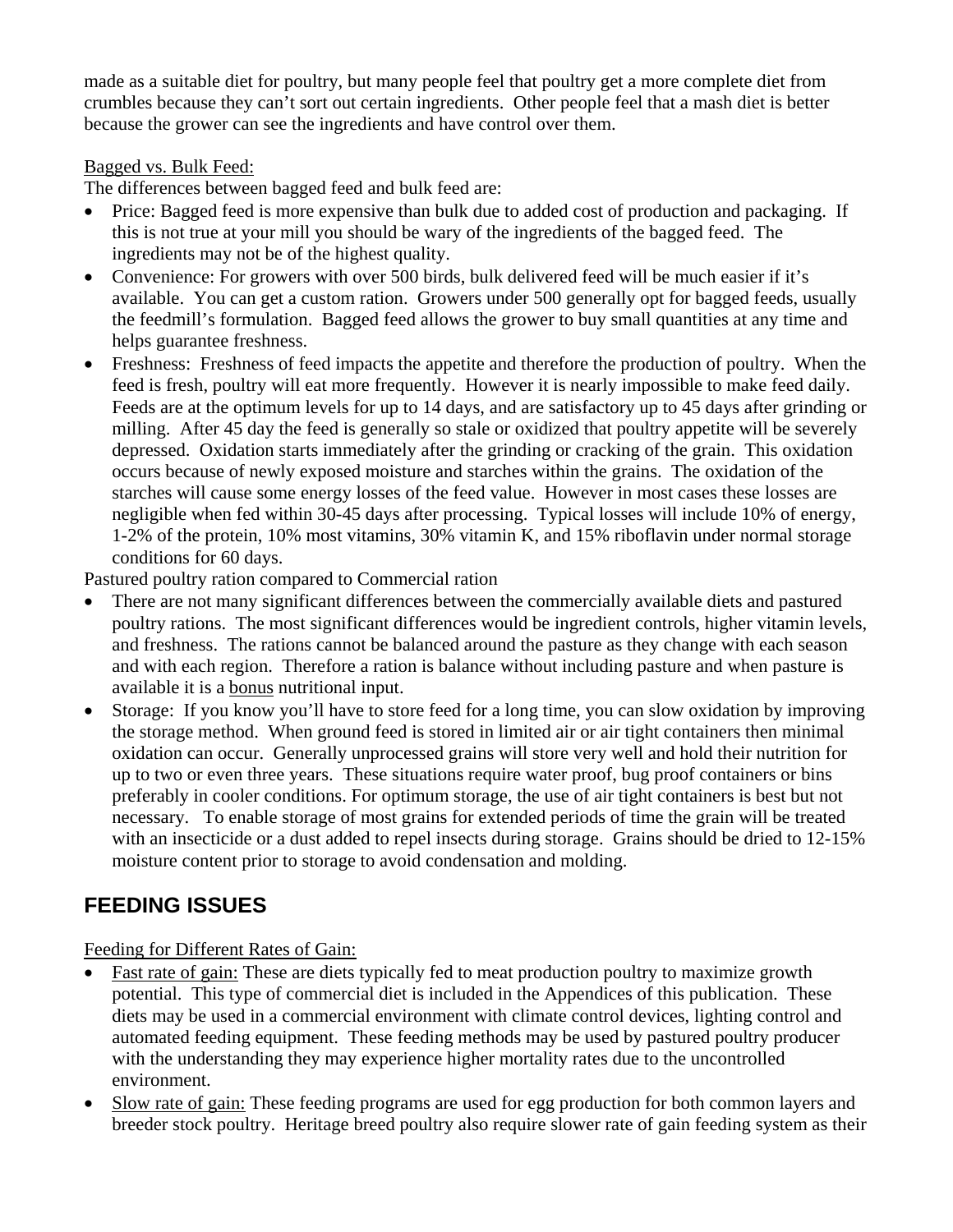made as a suitable diet for poultry, but many people feel that poultry get a more complete diet from crumbles because they can't sort out certain ingredients. Other people feel that a mash diet is better because the grower can see the ingredients and have control over them.

<u>Bagged vs. Bulk Feed:</u>

The differences between bagged feed and bulk feed are:

- Price: Bagged feed is more expensive than bulk due to added cost of production and packaging. If this is not true at your mill you should be wary of the ingredients of the bagged feed. The ingredients may not be of the highest quality.
- Convenience: For growers with over 500 birds, bulk delivered feed will be much easier if it's available. You can get a custom ration. Growers under 500 generally opt for bagged feeds, usually the feedmill's formulation. Bagged feed allows the grower to buy small quantities at any time and helps guarantee freshness.
- Freshness: Freshness of feed impacts the appetite and therefore the production of poultry. When the feed is fresh, poultry will eat more frequently. However it is nearly impossible to make feed daily. Feeds are at the optimum levels for up to 14 days, and are satisfactory up to 45 days after grinding or milling. After 45 day the feed is generally so stale or oxidized that poultry appetite will be severely depressed. Oxidation starts immediately after the grinding or cracking of the grain. This oxidation occurs because of newly exposed moisture and starches within the grains. The oxidation of the starches will cause some energy losses of the feed value. However in most cases these losses are negligible when fed within 30-45 days after processing. Typical losses will include 10% of energy, 1-2% of the protein, 10% most vitamins, 30% vitamin K, and 15% riboflavin under normal storage conditions for 60 days.

Pastured poultry ration compared to Commercial ration

- There are not many significant differences between the commercially available diets and pastured poultry rations. The most significant differences would be ingredient controls, higher vitamin levels, and freshness. The rations cannot be balanced around the pasture as they change with each season and with each region. Therefore a ration is balance without including pasture and when pasture is available it is a <u>bonus</u> nutritional input.
- Storage: If you know you'll have to store feed for a long time, you can slow oxidation by improving the storage method. When ground feed is stored in limited air or air tight containers then minimal oxidation can occur. Generally unprocessed grains will store very well and hold their nutrition for up to two or even three years. These situations require water proof, bug proof containers or bins preferably in cooler conditions. For optimum storage, the use of air tight containers is best but not necessary. To enable storage of most grains for extended periods of time the grain will be treated with an insecticide or a dust added to repel insects during storage. Grains should be dried to 12-15% moisture content prior to storage to avoid condensation and molding.

## FEEDING ISSUES

<u>Feeding for Different Rates of Gain:</u>

- <u>Fast rate of gain:</u> These are diets typically fed to meat production poultry to maximize growth potential. This type of commercial diet is included in the Appendices of this publication. These diets may be used in a commercial environment with climate control devices, lighting control and automated feeding equipment. These feeding methods may be used by pastured poultry producer with the understanding they may experience higher mortality rates due to the uncontrolled environment.
- <u>Slow rate of gain:</u> These feeding programs are used for egg production for both common layers and breeder stock poultry. Heritage breed poultry also require slower rate of gain feeding system as their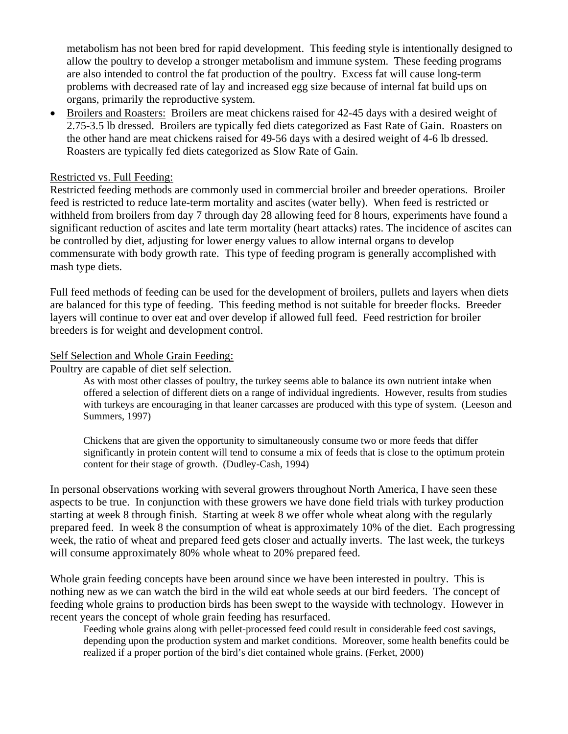metabolism has not been bred for rapid development. This feeding style is intentionally designed to allow the poultry to develop a stronger metabolism and immune system. These feeding programs are also intended to control the fat production of the poultry. Excess fat will cause long-term problems with decreased rate of lay and increased egg size because of internal fat build ups on organs, primarily the reproductive system.

- Broilers and Roasters: Broilers are meat chickens raised for 42-45 days with a desired weight of 2.75-3.5 lb dressed. Broilers are typically fed diets categorized as Fast Rate of Gain. Roasters on the other hand are meat chickens raised for 49-56 days with a desired weight of 4-6 lb dressed. Roasters are typically fed diets categorized as Slow Rate of Gain.

Restricted vs. Full Feeding:

Restricted feeding methods are commonly used in commercial broiler and breeder operations. Broiler feed is restricted to reduce late-term mortality and ascites (water belly). When feed is restricted or withheld from broilers from day 7 through day 28 allowing feed for 8 hours, experiments have found a significant reduction of ascites and late term mortality (heart attacks) rates. The incidence of ascites can be controlled by diet, adjusting for lower energy values to allow internal organs to develop commensurate with body growth rate. This type of feeding program is generally accomplished with mash type diets.

Full feed methods of feeding can be used for the development of broilers, pullets and layers when diets are balanced for this type of feeding. This feeding method is not suitable for breeder flocks. Breeder layers will continue to over eat and over develop if allowed full feed. Feed restriction for broiler breeders is for weight and development control.

Self Selection and Whole Grain Feeding:

Poultry are capable of diet self selection.

> As with most other classes of poultry, the turkey seems able to balance its own nutrient intake when offered a selection of different diets on a range of individual ingredients. However, results from studies with turkeys are encouraging in that leaner carcasses are produced with this type of system. (Leeson and Summers, 1997)
>
> Chickens that are given the opportunity to simultaneously consume two or more feeds that differ significantly in protein content will tend to consume a mix of feeds that is close to the optimum protein content for their stage of growth. (Dudley-Cash, 1994)

In personal observations working with several growers throughout North America, I have seen these aspects to be true. In conjunction with these growers we have done field trials with turkey production starting at week 8 through finish. Starting at week 8 we offer whole wheat along with the regularly prepared feed. In week 8 the consumption of wheat is approximately 10% of the diet. Each progressing week, the ratio of wheat and prepared feed gets closer and actually inverts. The last week, the turkeys will consume approximately 80% whole wheat to 20% prepared feed.

Whole grain feeding concepts have been around since we have been interested in poultry. This is nothing new as we can watch the bird in the wild eat whole seeds at our bird feeders. The concept of feeding whole grains to production birds has been swept to the wayside with technology. However in recent years the concept of whole grain feeding has resurfaced.

> Feeding whole grains along with pellet-processed feed could result in considerable feed cost savings, depending upon the production system and market conditions. Moreover, some health benefits could be realized if a proper portion of the bird's diet contained whole grains. (Ferket, 2000)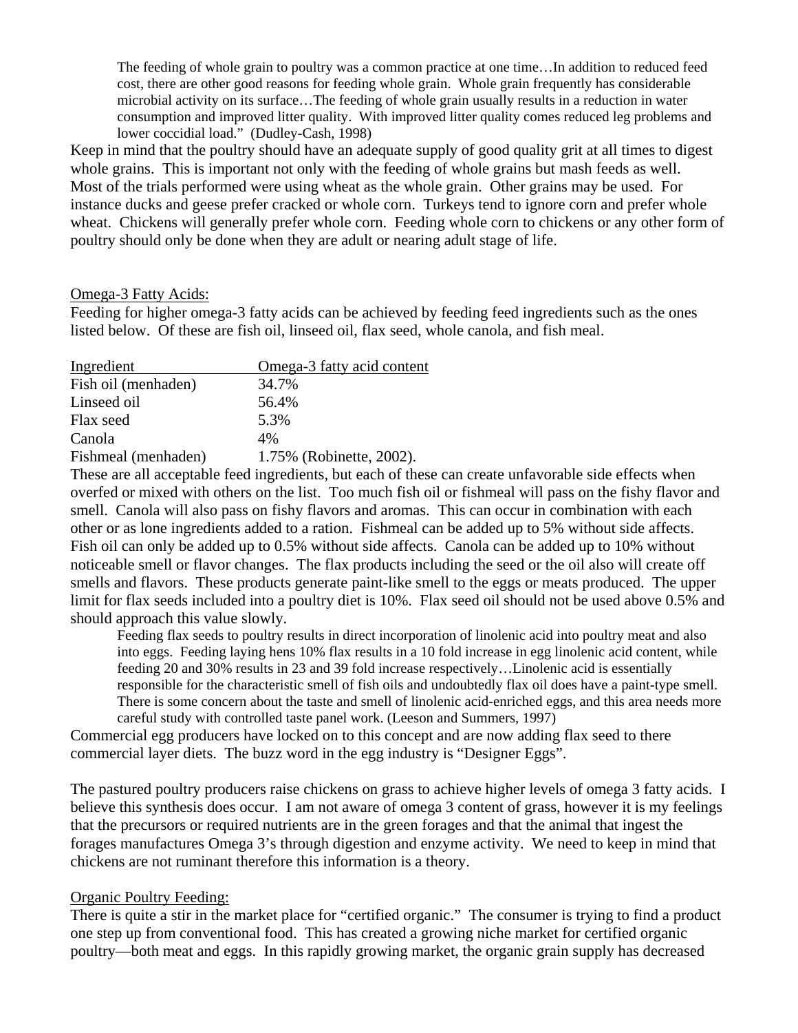> The feeding of whole grain to poultry was a common practice at one time…In addition to reduced feed cost, there are other good reasons for feeding whole grain. Whole grain frequently has considerable microbial activity on its surface…The feeding of whole grain usually results in a reduction in water consumption and improved litter quality. With improved litter quality comes reduced leg problems and lower coccidial load." (Dudley-Cash, 1998)

Keep in mind that the poultry should have an adequate supply of good quality grit at all times to digest whole grains. This is important not only with the feeding of whole grains but mash feeds as well. Most of the trials performed were using wheat as the whole grain. Other grains may be used. For instance ducks and geese prefer cracked or whole corn. Turkeys tend to ignore corn and prefer whole wheat. Chickens will generally prefer whole corn. Feeding whole corn to chickens or any other form of poultry should only be done when they are adult or nearing adult stage of life.

Omega-3 Fatty Acids:

Feeding for higher omega-3 fatty acids can be achieved by feeding feed ingredients such as the ones listed below. Of these are fish oil, linseed oil, flax seed, whole canola, and fish meal.

| Ingredient | Omega-3 fatty acid content |
|---|---|
| Fish oil (menhaden) | 34.7% |
| Linseed oil | 56.4% |
| Flax seed | 5.3% |
| Canola | 4% |
| Fishmeal (menhaden) | 1.75% (Robinette, 2002). |

These are all acceptable feed ingredients, but each of these can create unfavorable side effects when overfed or mixed with others on the list. Too much fish oil or fishmeal will pass on the fishy flavor and smell. Canola will also pass on fishy flavors and aromas. This can occur in combination with each other or as lone ingredients added to a ration. Fishmeal can be added up to 5% without side affects. Fish oil can only be added up to 0.5% without side affects. Canola can be added up to 10% without noticeable smell or flavor changes. The flax products including the seed or the oil also will create off smells and flavors. These products generate paint-like smell to the eggs or meats produced. The upper limit for flax seeds included into a poultry diet is 10%. Flax seed oil should not be used above 0.5% and should approach this value slowly.

> Feeding flax seeds to poultry results in direct incorporation of linolenic acid into poultry meat and also into eggs. Feeding laying hens 10% flax results in a 10 fold increase in egg linolenic acid content, while feeding 20 and 30% results in 23 and 39 fold increase respectively…Linolenic acid is essentially responsible for the characteristic smell of fish oils and undoubtedly flax oil does have a paint-type smell. There is some concern about the taste and smell of linolenic acid-enriched eggs, and this area needs more careful study with controlled taste panel work. (Leeson and Summers, 1997)

Commercial egg producers have locked on to this concept and are now adding flax seed to there commercial layer diets. The buzz word in the egg industry is "Designer Eggs".

The pastured poultry producers raise chickens on grass to achieve higher levels of omega 3 fatty acids. I believe this synthesis does occur. I am not aware of omega 3 content of grass, however it is my feelings that the precursors or required nutrients are in the green forages and that the animal that ingest the forages manufactures Omega 3's through digestion and enzyme activity. We need to keep in mind that chickens are not ruminant therefore this information is a theory.

Organic Poultry Feeding:

There is quite a stir in the market place for "certified organic." The consumer is trying to find a product one step up from conventional food. This has created a growing niche market for certified organic poultry—both meat and eggs. In this rapidly growing market, the organic grain supply has decreased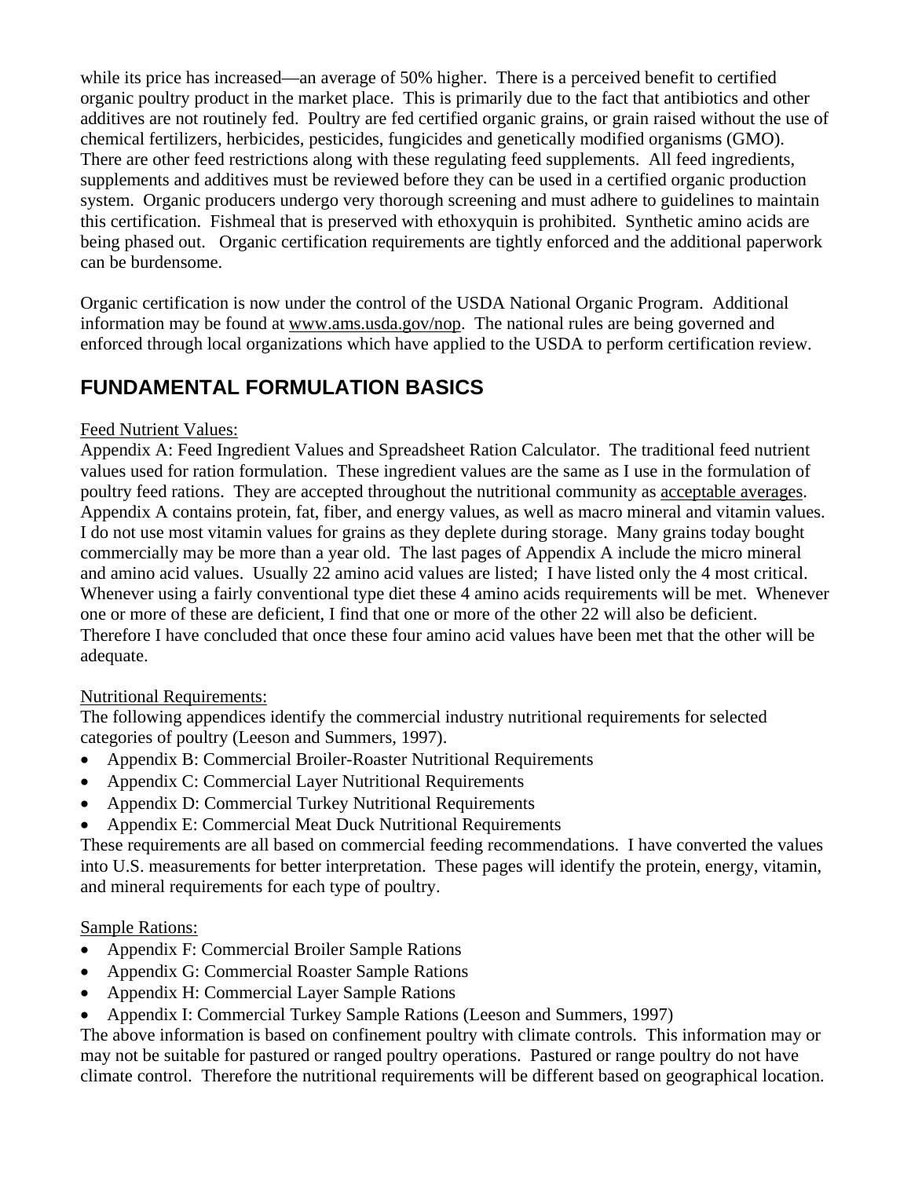while its price has increased—an average of 50% higher. There is a perceived benefit to certified organic poultry product in the market place. This is primarily due to the fact that antibiotics and other additives are not routinely fed. Poultry are fed certified organic grains, or grain raised without the use of chemical fertilizers, herbicides, pesticides, fungicides and genetically modified organisms (GMO). There are other feed restrictions along with these regulating feed supplements. All feed ingredients, supplements and additives must be reviewed before they can be used in a certified organic production system. Organic producers undergo very thorough screening and must adhere to guidelines to maintain this certification. Fishmeal that is preserved with ethoxyquin is prohibited. Synthetic amino acids are being phased out. Organic certification requirements are tightly enforced and the additional paperwork can be burdensome.

Organic certification is now under the control of the USDA National Organic Program. Additional information may be found at www.ams.usda.gov/nop. The national rules are being governed and enforced through local organizations which have applied to the USDA to perform certification review.

## FUNDAMENTAL FORMULATION BASICS

Feed Nutrient Values:

Appendix A: Feed Ingredient Values and Spreadsheet Ration Calculator. The traditional feed nutrient values used for ration formulation. These ingredient values are the same as I use in the formulation of poultry feed rations. They are accepted throughout the nutritional community as acceptable averages. Appendix A contains protein, fat, fiber, and energy values, as well as macro mineral and vitamin values. I do not use most vitamin values for grains as they deplete during storage. Many grains today bought commercially may be more than a year old. The last pages of Appendix A include the micro mineral and amino acid values. Usually 22 amino acid values are listed; I have listed only the 4 most critical. Whenever using a fairly conventional type diet these 4 amino acids requirements will be met. Whenever one or more of these are deficient, I find that one or more of the other 22 will also be deficient. Therefore I have concluded that once these four amino acid values have been met that the other will be adequate.

Nutritional Requirements:

The following appendices identify the commercial industry nutritional requirements for selected categories of poultry (Leeson and Summers, 1997).

- Appendix B: Commercial Broiler-Roaster Nutritional Requirements
- Appendix C: Commercial Layer Nutritional Requirements
- Appendix D: Commercial Turkey Nutritional Requirements
- Appendix E: Commercial Meat Duck Nutritional Requirements

These requirements are all based on commercial feeding recommendations. I have converted the values into U.S. measurements for better interpretation. These pages will identify the protein, energy, vitamin, and mineral requirements for each type of poultry.

Sample Rations:

- Appendix F: Commercial Broiler Sample Rations
- Appendix G: Commercial Roaster Sample Rations
- Appendix H: Commercial Layer Sample Rations
- Appendix I: Commercial Turkey Sample Rations (Leeson and Summers, 1997)

The above information is based on confinement poultry with climate controls. This information may or may not be suitable for pastured or ranged poultry operations. Pastured or range poultry do not have climate control. Therefore the nutritional requirements will be different based on geographical location.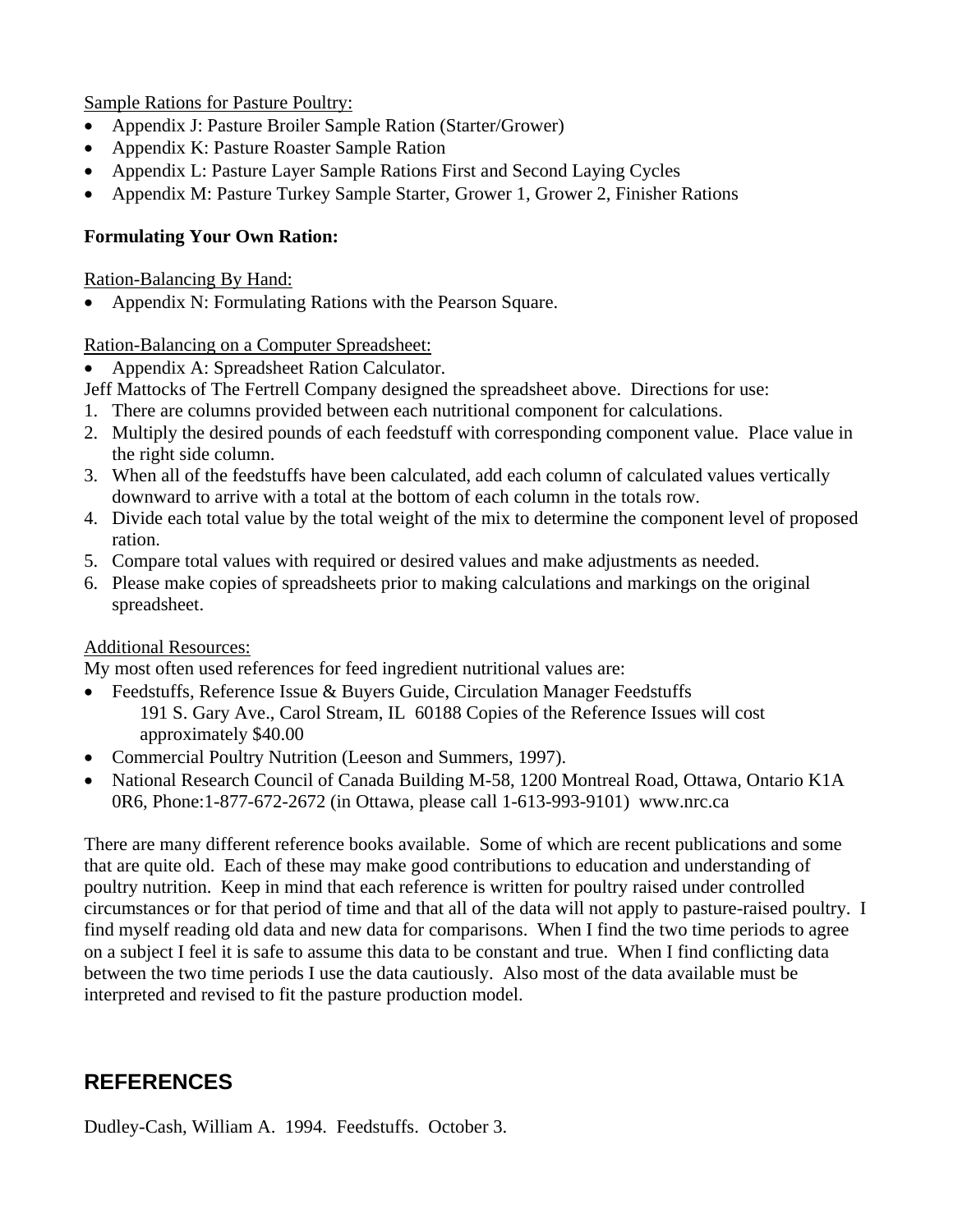<u>Sample Rations for Pasture Poultry:</u>

- Appendix J: Pasture Broiler Sample Ration (Starter/Grower)
- Appendix K: Pasture Roaster Sample Ration
- Appendix L: Pasture Layer Sample Rations First and Second Laying Cycles
- Appendix M: Pasture Turkey Sample Starter, Grower 1, Grower 2, Finisher Rations

**Formulating Your Own Ration:**

<u>Ration-Balancing By Hand:</u>

- Appendix N: Formulating Rations with the Pearson Square.

<u>Ration-Balancing on a Computer Spreadsheet:</u>

- Appendix A: Spreadsheet Ration Calculator.

Jeff Mattocks of The Fertrell Company designed the spreadsheet above. Directions for use:

1. There are columns provided between each nutritional component for calculations.
2. Multiply the desired pounds of each feedstuff with corresponding component value. Place value in the right side column.
3. When all of the feedstuffs have been calculated, add each column of calculated values vertically downward to arrive with a total at the bottom of each column in the totals row.
4. Divide each total value by the total weight of the mix to determine the component level of proposed ration.
5. Compare total values with required or desired values and make adjustments as needed.
6. Please make copies of spreadsheets prior to making calculations and markings on the original spreadsheet.

<u>Additional Resources:</u>

My most often used references for feed ingredient nutritional values are:

- Feedstuffs, Reference Issue & Buyers Guide, Circulation Manager Feedstuffs
  191 S. Gary Ave., Carol Stream, IL 60188 Copies of the Reference Issues will cost approximately $40.00
- Commercial Poultry Nutrition (Leeson and Summers, 1997).
- National Research Council of Canada Building M-58, 1200 Montreal Road, Ottawa, Ontario K1A 0R6, Phone:1-877-672-2672 (in Ottawa, please call 1-613-993-9101) www.nrc.ca

There are many different reference books available. Some of which are recent publications and some that are quite old. Each of these may make good contributions to education and understanding of poultry nutrition. Keep in mind that each reference is written for poultry raised under controlled circumstances or for that period of time and that all of the data will not apply to pasture-raised poultry. I find myself reading old data and new data for comparisons. When I find the two time periods to agree on a subject I feel it is safe to assume this data to be constant and true. When I find conflicting data between the two time periods I use the data cautiously. Also most of the data available must be interpreted and revised to fit the pasture production model.

## REFERENCES

Dudley-Cash, William A. 1994. Feedstuffs. October 3.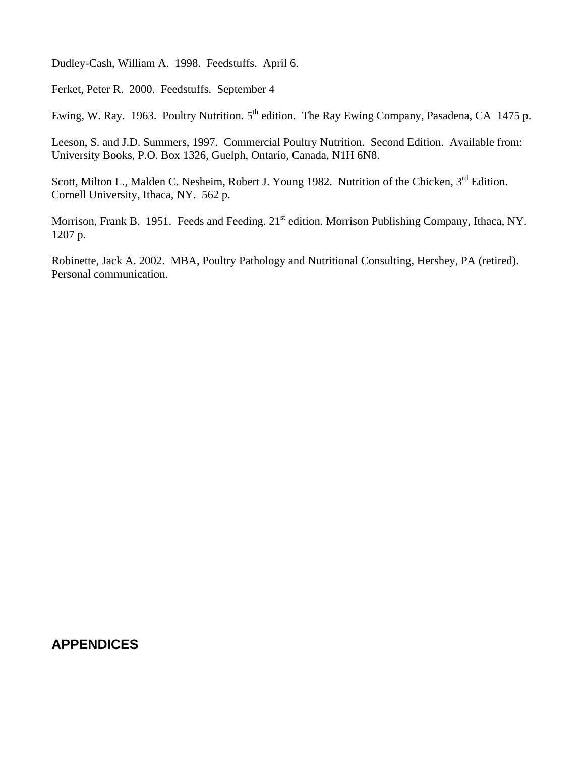Dudley-Cash, William A. 1998. Feedstuffs. April 6.

Ferket, Peter R. 2000. Feedstuffs. September 4

Ewing, W. Ray. 1963. Poultry Nutrition. 5th edition. The Ray Ewing Company, Pasadena, CA 1475 p.

Leeson, S. and J.D. Summers, 1997. Commercial Poultry Nutrition. Second Edition. Available from: University Books, P.O. Box 1326, Guelph, Ontario, Canada, N1H 6N8.

Scott, Milton L., Malden C. Nesheim, Robert J. Young 1982. Nutrition of the Chicken, 3rd Edition. Cornell University, Ithaca, NY. 562 p.

Morrison, Frank B. 1951. Feeds and Feeding. 21st edition. Morrison Publishing Company, Ithaca, NY. 1207 p.

Robinette, Jack A. 2002. MBA, Poultry Pathology and Nutritional Consulting, Hershey, PA (retired). Personal communication.

## APPENDICES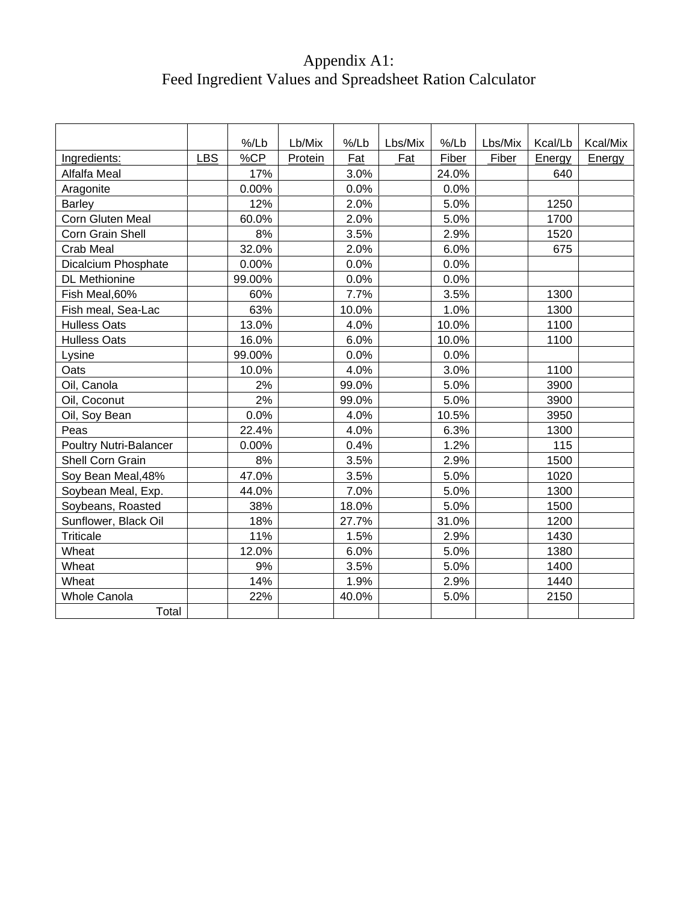# Appendix A1:
## Feed Ingredient Values and Spreadsheet Ration Calculator

| Ingredients: | LBS | %/Lb %CP | Lb/Mix Protein | %/Lb Fat | Lbs/Mix Fat | %/Lb Fiber | Lbs/Mix Fiber | Kcal/Lb Energy | Kcal/Mix Energy |
|---|---|---|---|---|---|---|---|---|---|
| Alfalfa Meal | | 17% | | 3.0% | | 24.0% | | 640 | |
| Aragonite | | 0.00% | | 0.0% | | 0.0% | | | |
| Barley | | 12% | | 2.0% | | 5.0% | | 1250 | |
| Corn Gluten Meal | | 60.0% | | 2.0% | | 5.0% | | 1700 | |
| Corn Grain Shell | | 8% | | 3.5% | | 2.9% | | 1520 | |
| Crab Meal | | 32.0% | | 2.0% | | 6.0% | | 675 | |
| Dicalcium Phosphate | | 0.00% | | 0.0% | | 0.0% | | | |
| DL Methionine | | 99.00% | | 0.0% | | 0.0% | | | |
| Fish Meal,60% | | 60% | | 7.7% | | 3.5% | | 1300 | |
| Fish meal, Sea-Lac | | 63% | | 10.0% | | 1.0% | | 1300 | |
| Hulless Oats | | 13.0% | | 4.0% | | 10.0% | | 1100 | |
| Hulless Oats | | 16.0% | | 6.0% | | 10.0% | | 1100 | |
| Lysine | | 99.00% | | 0.0% | | 0.0% | | | |
| Oats | | 10.0% | | 4.0% | | 3.0% | | 1100 | |
| Oil, Canola | | 2% | | 99.0% | | 5.0% | | 3900 | |
| Oil, Coconut | | 2% | | 99.0% | | 5.0% | | 3900 | |
| Oil, Soy Bean | | 0.0% | | 4.0% | | 10.5% | | 3950 | |
| Peas | | 22.4% | | 4.0% | | 6.3% | | 1300 | |
| Poultry Nutri-Balancer | | 0.00% | | 0.4% | | 1.2% | | 115 | |
| Shell Corn Grain | | 8% | | 3.5% | | 2.9% | | 1500 | |
| Soy Bean Meal,48% | | 47.0% | | 3.5% | | 5.0% | | 1020 | |
| Soybean Meal, Exp. | | 44.0% | | 7.0% | | 5.0% | | 1300 | |
| Soybeans, Roasted | | 38% | | 18.0% | | 5.0% | | 1500 | |
| Sunflower, Black Oil | | 18% | | 27.7% | | 31.0% | | 1200 | |
| Triticale | | 11% | | 1.5% | | 2.9% | | 1430 | |
| Wheat | | 12.0% | | 6.0% | | 5.0% | | 1380 | |
| Wheat | | 9% | | 3.5% | | 5.0% | | 1400 | |
| Wheat | | 14% | | 1.9% | | 2.9% | | 1440 | |
| Whole Canola | | 22% | | 40.0% | | 5.0% | | 2150 | |
| Total | | | | | | | | | |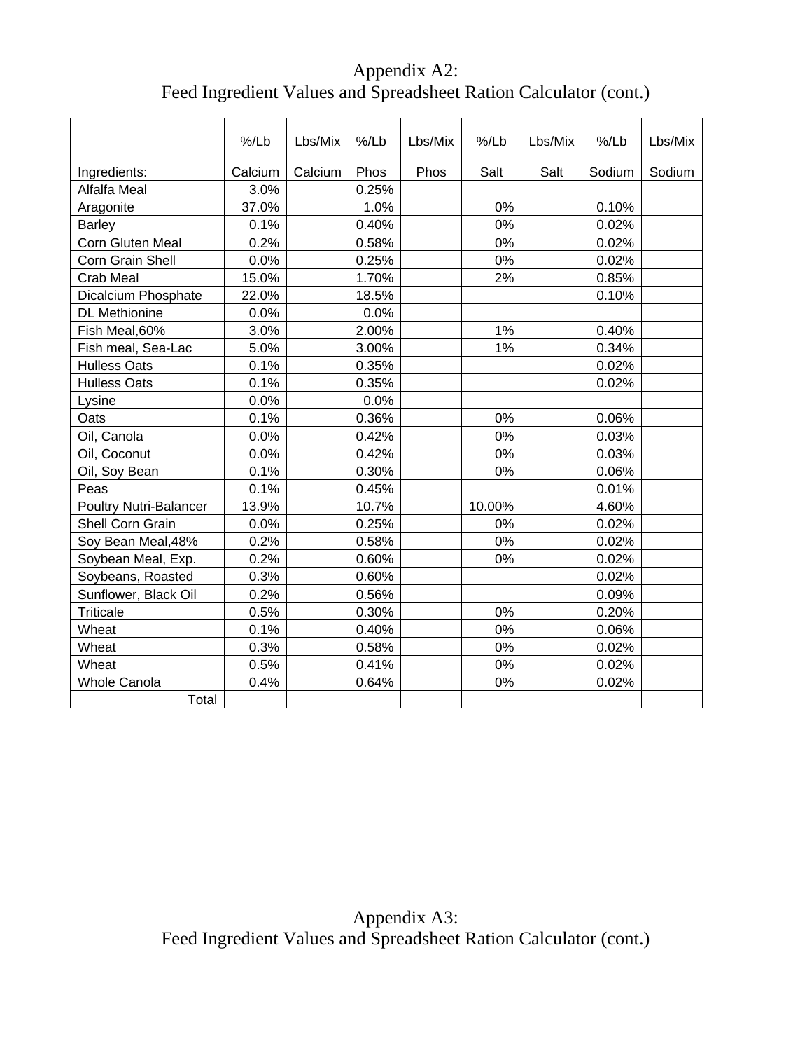# Appendix A2:
# Feed Ingredient Values and Spreadsheet Ration Calculator (cont.)

| Ingredients: | %/Lb Calcium | Lbs/Mix Calcium | %/Lb Phos | Lbs/Mix Phos | %/Lb Salt | Lbs/Mix Salt | %/Lb Sodium | Lbs/Mix Sodium |
|---|---|---|---|---|---|---|---|---|
| Alfalfa Meal | 3.0% | | 0.25% | | | | | |
| Aragonite | 37.0% | | 1.0% | | 0% | | 0.10% | |
| Barley | 0.1% | | 0.40% | | 0% | | 0.02% | |
| Corn Gluten Meal | 0.2% | | 0.58% | | 0% | | 0.02% | |
| Corn Grain Shell | 0.0% | | 0.25% | | 0% | | 0.02% | |
| Crab Meal | 15.0% | | 1.70% | | 2% | | 0.85% | |
| Dicalcium Phosphate | 22.0% | | 18.5% | | | | 0.10% | |
| DL Methionine | 0.0% | | 0.0% | | | | | |
| Fish Meal,60% | 3.0% | | 2.00% | | 1% | | 0.40% | |
| Fish meal, Sea-Lac | 5.0% | | 3.00% | | 1% | | 0.34% | |
| Hulless Oats | 0.1% | | 0.35% | | | | 0.02% | |
| Hulless Oats | 0.1% | | 0.35% | | | | 0.02% | |
| Lysine | 0.0% | | 0.0% | | | | | |
| Oats | 0.1% | | 0.36% | | 0% | | 0.06% | |
| Oil, Canola | 0.0% | | 0.42% | | 0% | | 0.03% | |
| Oil, Coconut | 0.0% | | 0.42% | | 0% | | 0.03% | |
| Oil, Soy Bean | 0.1% | | 0.30% | | 0% | | 0.06% | |
| Peas | 0.1% | | 0.45% | | | | 0.01% | |
| Poultry Nutri-Balancer | 13.9% | | 10.7% | | 10.00% | | 4.60% | |
| Shell Corn Grain | 0.0% | | 0.25% | | 0% | | 0.02% | |
| Soy Bean Meal,48% | 0.2% | | 0.58% | | 0% | | 0.02% | |
| Soybean Meal, Exp. | 0.2% | | 0.60% | | 0% | | 0.02% | |
| Soybeans, Roasted | 0.3% | | 0.60% | | | | 0.02% | |
| Sunflower, Black Oil | 0.2% | | 0.56% | | | | 0.09% | |
| Triticale | 0.5% | | 0.30% | | 0% | | 0.20% | |
| Wheat | 0.1% | | 0.40% | | 0% | | 0.06% | |
| Wheat | 0.3% | | 0.58% | | 0% | | 0.02% | |
| Wheat | 0.5% | | 0.41% | | 0% | | 0.02% | |
| Whole Canola | 0.4% | | 0.64% | | 0% | | 0.02% | |
| Total | | | | | | | | |

# Appendix A3:
# Feed Ingredient Values and Spreadsheet Ration Calculator (cont.)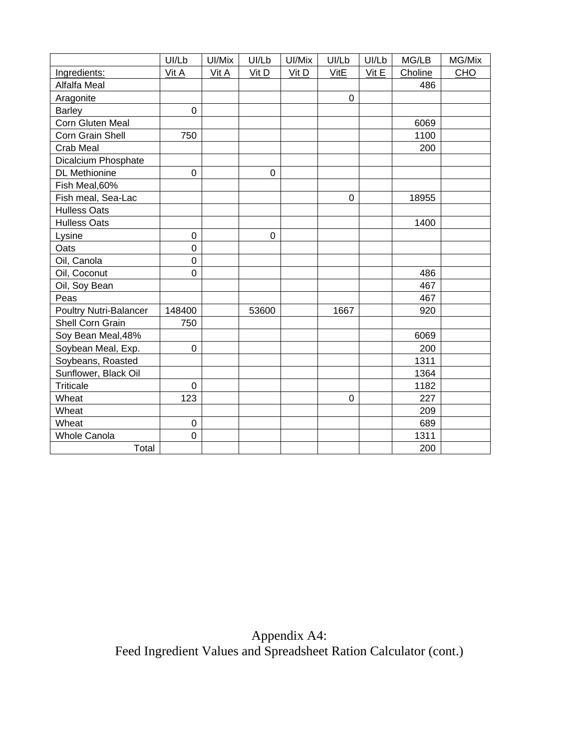| | UI/Lb | UI/Mix | UI/Lb | UI/Mix | UI/Lb | UI/Lb | MG/LB | MG/Mix |
|---|---|---|---|---|---|---|---|---|
| Ingredients: | Vit A | Vit A | Vit D | Vit D | VitE | Vit E | Choline | CHO |
| Alfalfa Meal | | | | | | | 486 | |
| Aragonite | | | | | 0 | | | |
| Barley | 0 | | | | | | | |
| Corn Gluten Meal | | | | | | | 6069 | |
| Corn Grain Shell | 750 | | | | | | 1100 | |
| Crab Meal | | | | | | | 200 | |
| Dicalcium Phosphate | | | | | | | | |
| DL Methionine | 0 | | 0 | | | | | |
| Fish Meal,60% | | | | | | | | |
| Fish meal, Sea-Lac | | | | | 0 | | 18955 | |
| Hulless Oats | | | | | | | | |
| Hulless Oats | | | | | | | 1400 | |
| Lysine | 0 | | 0 | | | | | |
| Oats | 0 | | | | | | | |
| Oil, Canola | 0 | | | | | | | |
| Oil, Coconut | 0 | | | | | | 486 | |
| Oil, Soy Bean | | | | | | | 467 | |
| Peas | | | | | | | 467 | |
| Poultry Nutri-Balancer | 148400 | | 53600 | | 1667 | | 920 | |
| Shell Corn Grain | 750 | | | | | | | |
| Soy Bean Meal,48% | | | | | | | 6069 | |
| Soybean Meal, Exp. | 0 | | | | | | 200 | |
| Soybeans, Roasted | | | | | | | 1311 | |
| Sunflower, Black Oil | | | | | | | 1364 | |
| Triticale | 0 | | | | | | 1182 | |
| Wheat | 123 | | | | 0 | | 227 | |
| Wheat | | | | | | | 209 | |
| Wheat | 0 | | | | | | 689 | |
| Whole Canola | 0 | | | | | | 1311 | |
| Total | | | | | | | 200 | |

Appendix A4:
Feed Ingredient Values and Spreadsheet Ration Calculator (cont.)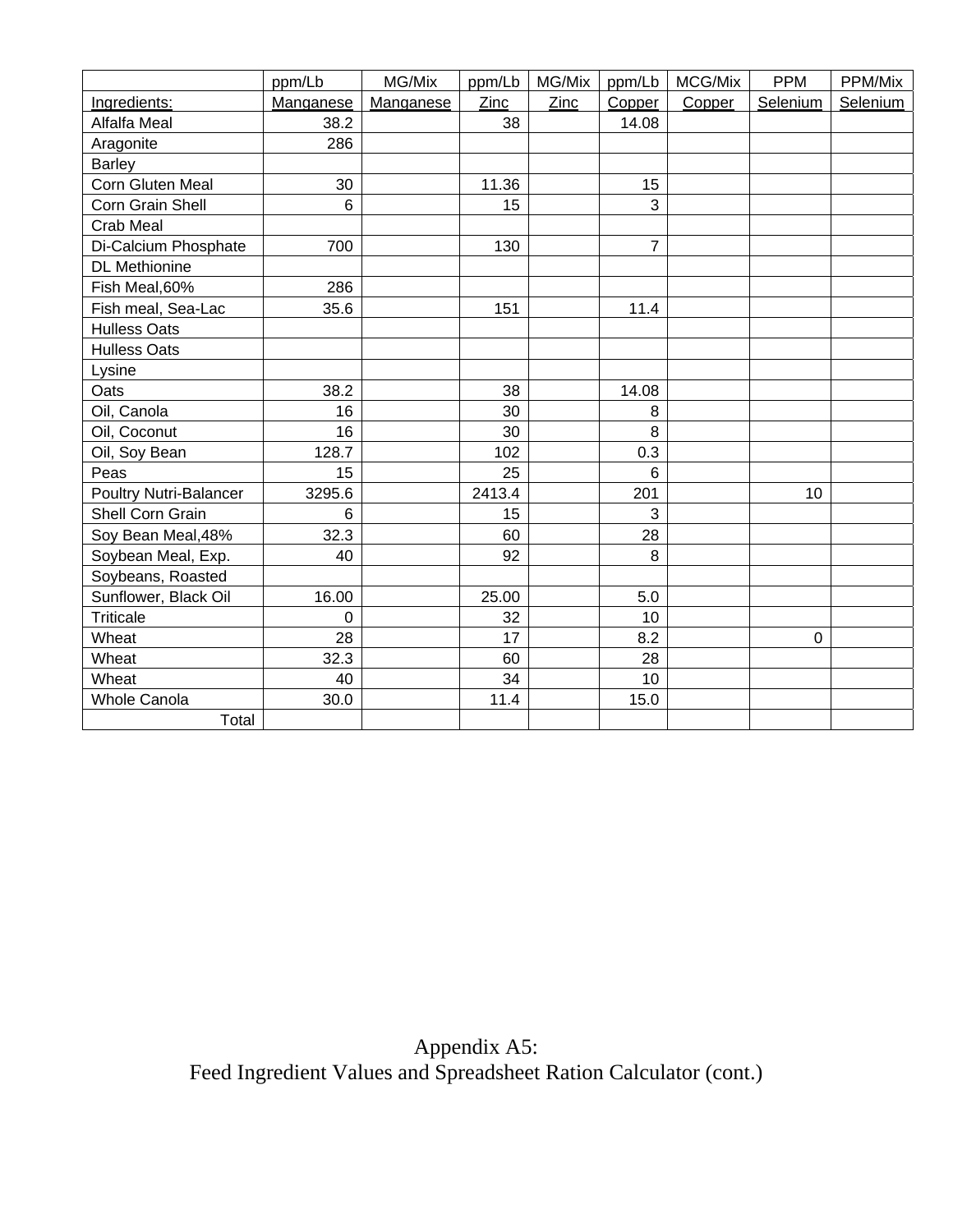| | ppm/Lb | MG/Mix | ppm/Lb | MG/Mix | ppm/Lb | MCG/Mix | PPM | PPM/Mix |
|---|---|---|---|---|---|---|---|---|
| Ingredients: | Manganese | Manganese | Zinc | Zinc | Copper | Copper | Selenium | Selenium |
| Alfalfa Meal | 38.2 | | 38 | | 14.08 | | | |
| Aragonite | 286 | | | | | | | |
| Barley | | | | | | | | |
| Corn Gluten Meal | 30 | | 11.36 | | 15 | | | |
| Corn Grain Shell | 6 | | 15 | | 3 | | | |
| Crab Meal | | | | | | | | |
| Di-Calcium Phosphate | 700 | | 130 | | 7 | | | |
| DL Methionine | | | | | | | | |
| Fish Meal,60% | 286 | | | | | | | |
| Fish meal, Sea-Lac | 35.6 | | 151 | | 11.4 | | | |
| Hulless Oats | | | | | | | | |
| Hulless Oats | | | | | | | | |
| Lysine | | | | | | | | |
| Oats | 38.2 | | 38 | | 14.08 | | | |
| Oil, Canola | 16 | | 30 | | 8 | | | |
| Oil, Coconut | 16 | | 30 | | 8 | | | |
| Oil, Soy Bean | 128.7 | | 102 | | 0.3 | | | |
| Peas | 15 | | 25 | | 6 | | | |
| Poultry Nutri-Balancer | 3295.6 | | 2413.4 | | 201 | | 10 | |
| Shell Corn Grain | 6 | | 15 | | 3 | | | |
| Soy Bean Meal,48% | 32.3 | | 60 | | 28 | | | |
| Soybean Meal, Exp. | 40 | | 92 | | 8 | | | |
| Soybeans, Roasted | | | | | | | | |
| Sunflower, Black Oil | 16.00 | | 25.00 | | 5.0 | | | |
| Triticale | 0 | | 32 | | 10 | | | |
| Wheat | 28 | | 17 | | 8.2 | | 0 | |
| Wheat | 32.3 | | 60 | | 28 | | | |
| Wheat | 40 | | 34 | | 10 | | | |
| Whole Canola | 30.0 | | 11.4 | | 15.0 | | | |
| Total | | | | | | | | |

Appendix A5:
Feed Ingredient Values and Spreadsheet Ration Calculator (cont.)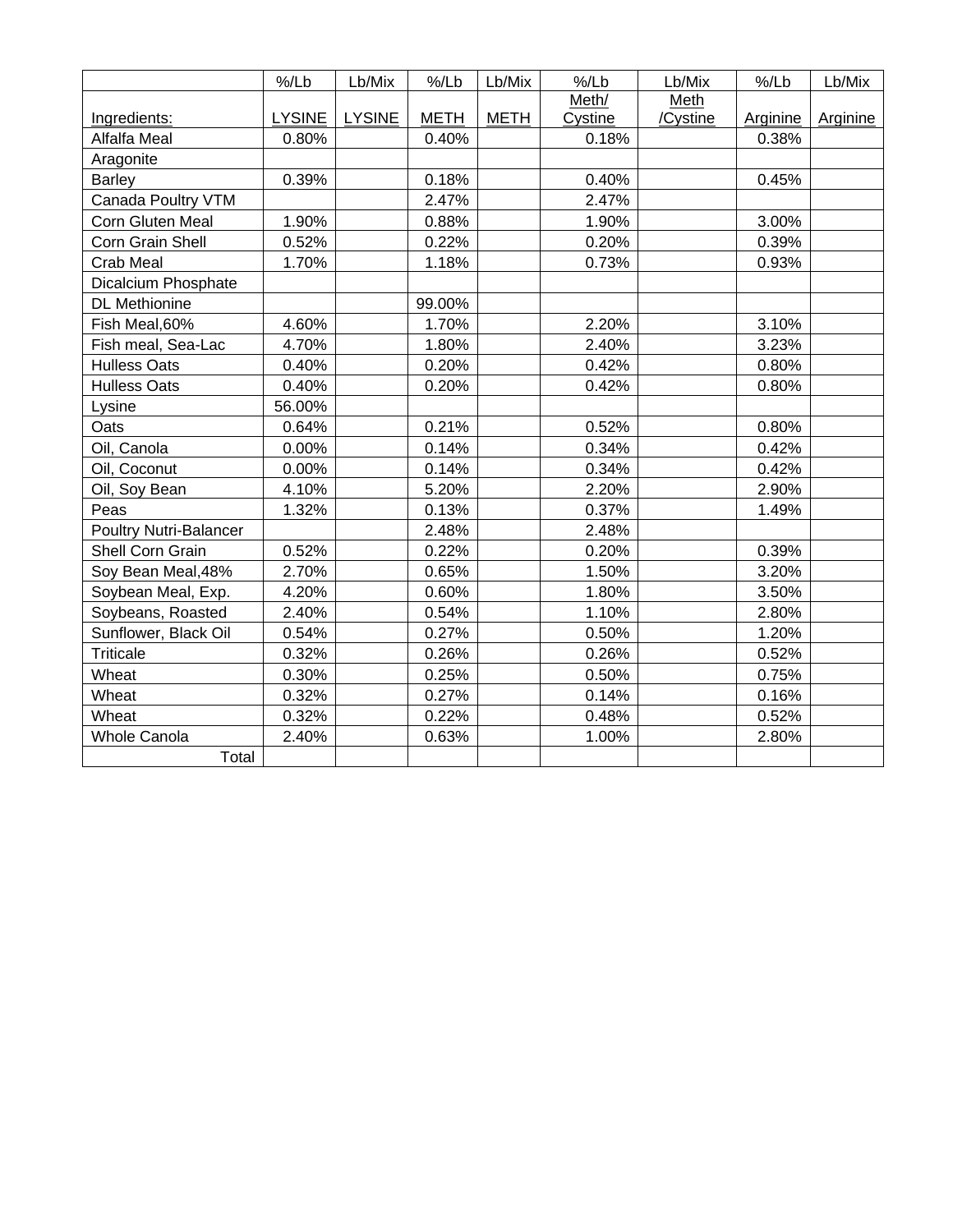| | %/Lb | Lb/Mix | %/Lb | Lb/Mix | %/Lb | Lb/Mix | %/Lb | Lb/Mix |
|---|---|---|---|---|---|---|---|---|
| Ingredients: | LYSINE | LYSINE | METH | METH | Meth/ Cystine | Meth /Cystine | Arginine | Arginine |
| Alfalfa Meal | 0.80% | | 0.40% | | 0.18% | | 0.38% | |
| Aragonite | | | | | | | | |
| Barley | 0.39% | | 0.18% | | 0.40% | | 0.45% | |
| Canada Poultry VTM | | | 2.47% | | 2.47% | | | |
| Corn Gluten Meal | 1.90% | | 0.88% | | 1.90% | | 3.00% | |
| Corn Grain Shell | 0.52% | | 0.22% | | 0.20% | | 0.39% | |
| Crab Meal | 1.70% | | 1.18% | | 0.73% | | 0.93% | |
| Dicalcium Phosphate | | | | | | | | |
| DL Methionine | | | 99.00% | | | | | |
| Fish Meal,60% | 4.60% | | 1.70% | | 2.20% | | 3.10% | |
| Fish meal, Sea-Lac | 4.70% | | 1.80% | | 2.40% | | 3.23% | |
| Hulless Oats | 0.40% | | 0.20% | | 0.42% | | 0.80% | |
| Hulless Oats | 0.40% | | 0.20% | | 0.42% | | 0.80% | |
| Lysine | 56.00% | | | | | | | |
| Oats | 0.64% | | 0.21% | | 0.52% | | 0.80% | |
| Oil, Canola | 0.00% | | 0.14% | | 0.34% | | 0.42% | |
| Oil, Coconut | 0.00% | | 0.14% | | 0.34% | | 0.42% | |
| Oil, Soy Bean | 4.10% | | 5.20% | | 2.20% | | 2.90% | |
| Peas | 1.32% | | 0.13% | | 0.37% | | 1.49% | |
| Poultry Nutri-Balancer | | | 2.48% | | 2.48% | | | |
| Shell Corn Grain | 0.52% | | 0.22% | | 0.20% | | 0.39% | |
| Soy Bean Meal,48% | 2.70% | | 0.65% | | 1.50% | | 3.20% | |
| Soybean Meal, Exp. | 4.20% | | 0.60% | | 1.80% | | 3.50% | |
| Soybeans, Roasted | 2.40% | | 0.54% | | 1.10% | | 2.80% | |
| Sunflower, Black Oil | 0.54% | | 0.27% | | 0.50% | | 1.20% | |
| Triticale | 0.32% | | 0.26% | | 0.26% | | 0.52% | |
| Wheat | 0.30% | | 0.25% | | 0.50% | | 0.75% | |
| Wheat | 0.32% | | 0.27% | | 0.14% | | 0.16% | |
| Wheat | 0.32% | | 0.22% | | 0.48% | | 0.52% | |
| Whole Canola | 2.40% | | 0.63% | | 1.00% | | 2.80% | |
| Total | | | | | | | | |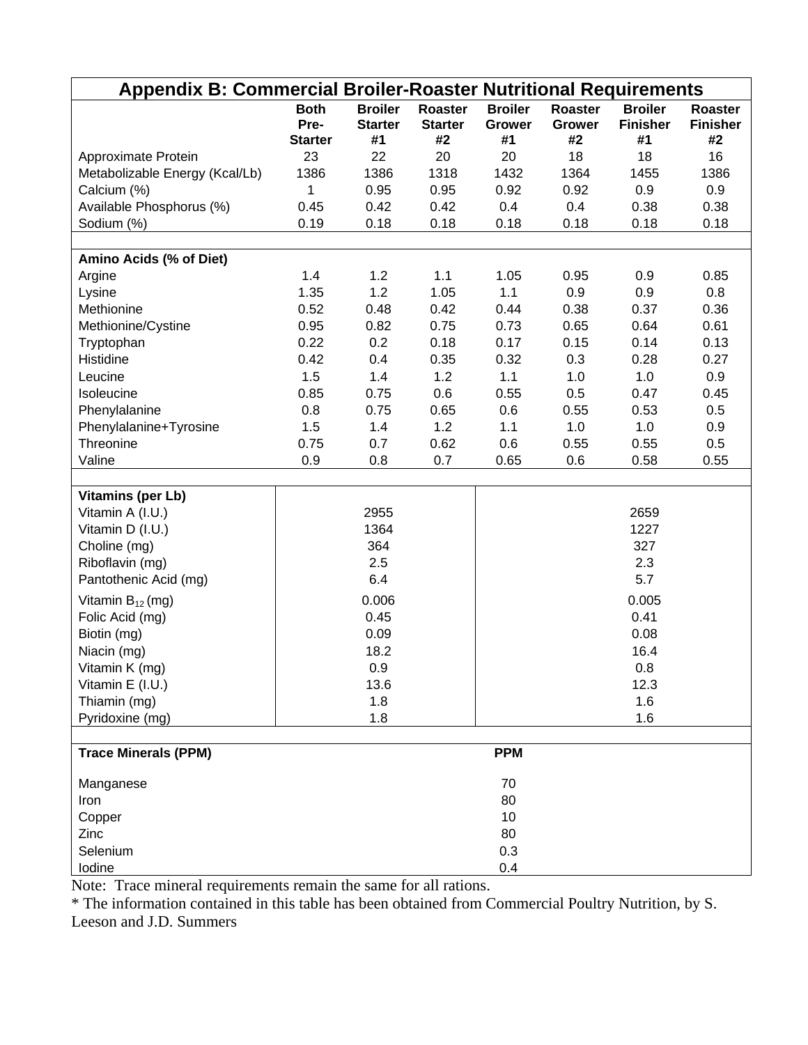# Appendix B: Commercial Broiler-Roaster Nutritional Requirements

| | Both Pre-Starter | Broiler Starter #1 | Roaster Starter #2 | Broiler Grower #1 | Roaster Grower #2 | Broiler Finisher #1 | Roaster Finisher #2 |
|---|---|---|---|---|---|---|---|
| Approximate Protein | 23 | 22 | 20 | 20 | 18 | 18 | 16 |
| Metabolizable Energy (Kcal/Lb) | 1386 | 1386 | 1318 | 1432 | 1364 | 1455 | 1386 |
| Calcium (%) | 1 | 0.95 | 0.95 | 0.92 | 0.92 | 0.9 | 0.9 |
| Available Phosphorus (%) | 0.45 | 0.42 | 0.42 | 0.4 | 0.4 | 0.38 | 0.38 |
| Sodium (%) | 0.19 | 0.18 | 0.18 | 0.18 | 0.18 | 0.18 | 0.18 |
| | | | | | | | |
| **Amino Acids (% of Diet)** | | | | | | | |
| Argine | 1.4 | 1.2 | 1.1 | 1.05 | 0.95 | 0.9 | 0.85 |
| Lysine | 1.35 | 1.2 | 1.05 | 1.1 | 0.9 | 0.9 | 0.8 |
| Methionine | 0.52 | 0.48 | 0.42 | 0.44 | 0.38 | 0.37 | 0.36 |
| Methionine/Cystine | 0.95 | 0.82 | 0.75 | 0.73 | 0.65 | 0.64 | 0.61 |
| Tryptophan | 0.22 | 0.2 | 0.18 | 0.17 | 0.15 | 0.14 | 0.13 |
| Histidine | 0.42 | 0.4 | 0.35 | 0.32 | 0.3 | 0.28 | 0.27 |
| Leucine | 1.5 | 1.4 | 1.2 | 1.1 | 1.0 | 1.0 | 0.9 |
| Isoleucine | 0.85 | 0.75 | 0.6 | 0.55 | 0.5 | 0.47 | 0.45 |
| Phenylalanine | 0.8 | 0.75 | 0.65 | 0.6 | 0.55 | 0.53 | 0.5 |
| Phenylalanine+Tyrosine | 1.5 | 1.4 | 1.2 | 1.1 | 1.0 | 1.0 | 0.9 |
| Threonine | 0.75 | 0.7 | 0.62 | 0.6 | 0.55 | 0.55 | 0.5 |
| Valine | 0.9 | 0.8 | 0.7 | 0.65 | 0.6 | 0.58 | 0.55 |

| Vitamins (per Lb) | Pre-Starter / Starters | Growers / Finishers |
|---|---|---|
| Vitamin A (I.U.) | 2955 | 2659 |
| Vitamin D (I.U.) | 1364 | 1227 |
| Choline (mg) | 364 | 327 |
| Riboflavin (mg) | 2.5 | 2.3 |
| Pantothenic Acid (mg) | 6.4 | 5.7 |
| Vitamin $B_{12}$ (mg) | 0.006 | 0.005 |
| Folic Acid (mg) | 0.45 | 0.41 |
| Biotin (mg) | 0.09 | 0.08 |
| Niacin (mg) | 18.2 | 16.4 |
| Vitamin K (mg) | 0.9 | 0.8 |
| Vitamin E (I.U.) | 13.6 | 12.3 |
| Thiamin (mg) | 1.8 | 1.6 |
| Pyridoxine (mg) | 1.8 | 1.6 |

| Trace Minerals (PPM) | PPM |
|---|---|
| Manganese | 70 |
| Iron | 80 |
| Copper | 10 |
| Zinc | 80 |
| Selenium | 0.3 |
| Iodine | 0.4 |

Note: Trace mineral requirements remain the same for all rations.

* The information contained in this table has been obtained from Commercial Poultry Nutrition, by S. Leeson and J.D. Summers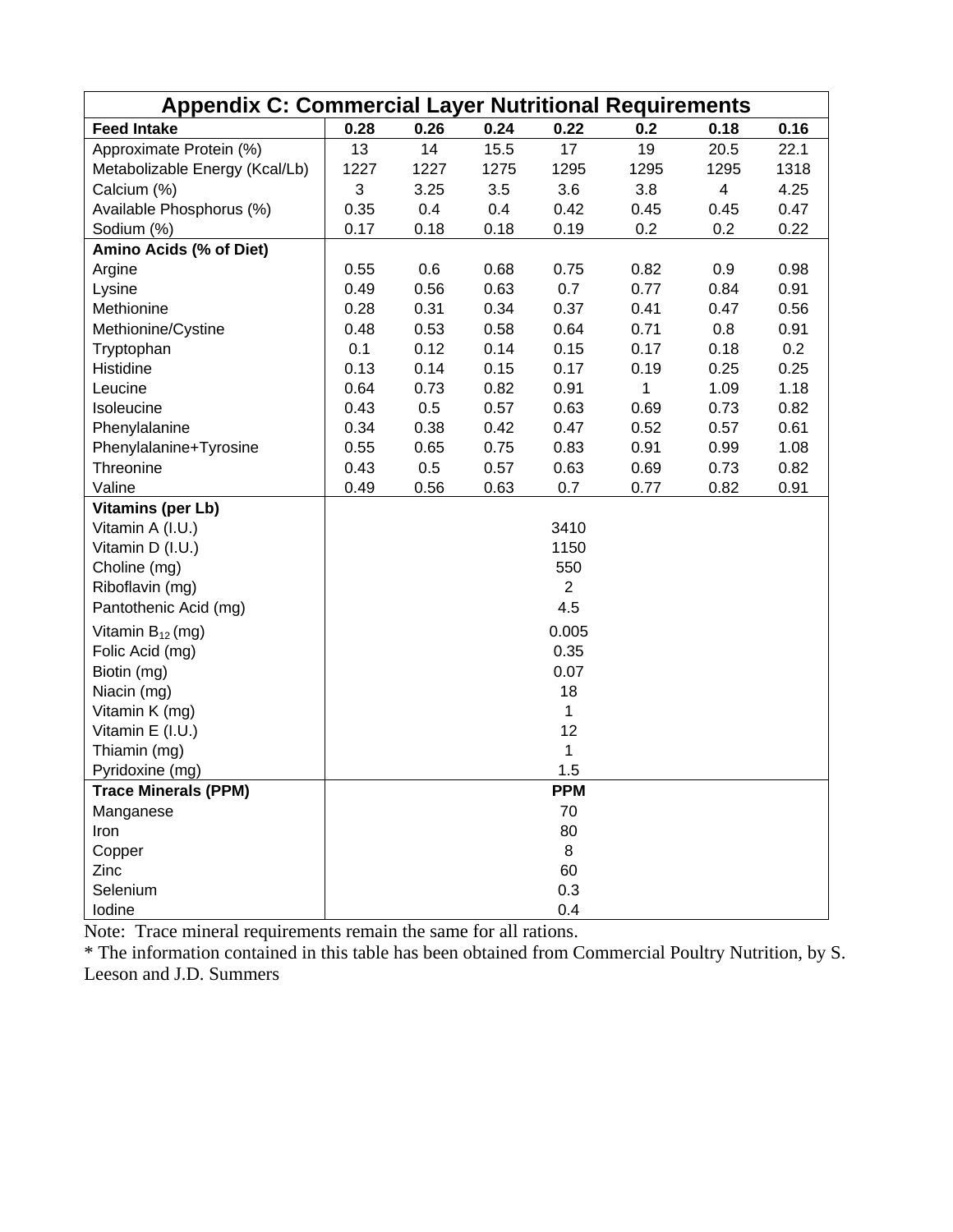| Appendix C: Commercial Layer Nutritional Requirements | | | | | | | |
|---|---|---|---|---|---|---|---|
| **Feed Intake** | **0.28** | **0.26** | **0.24** | **0.22** | **0.2** | **0.18** | **0.16** |
| Approximate Protein (%) | 13 | 14 | 15.5 | 17 | 19 | 20.5 | 22.1 |
| Metabolizable Energy (Kcal/Lb) | 1227 | 1227 | 1275 | 1295 | 1295 | 1295 | 1318 |
| Calcium (%) | 3 | 3.25 | 3.5 | 3.6 | 3.8 | 4 | 4.25 |
| Available Phosphorus (%) | 0.35 | 0.4 | 0.4 | 0.42 | 0.45 | 0.45 | 0.47 |
| Sodium (%) | 0.17 | 0.18 | 0.18 | 0.19 | 0.2 | 0.2 | 0.22 |
| **Amino Acids (% of Diet)** | | | | | | | |
| Argine | 0.55 | 0.6 | 0.68 | 0.75 | 0.82 | 0.9 | 0.98 |
| Lysine | 0.49 | 0.56 | 0.63 | 0.7 | 0.77 | 0.84 | 0.91 |
| Methionine | 0.28 | 0.31 | 0.34 | 0.37 | 0.41 | 0.47 | 0.56 |
| Methionine/Cystine | 0.48 | 0.53 | 0.58 | 0.64 | 0.71 | 0.8 | 0.91 |
| Tryptophan | 0.1 | 0.12 | 0.14 | 0.15 | 0.17 | 0.18 | 0.2 |
| Histidine | 0.13 | 0.14 | 0.15 | 0.17 | 0.19 | 0.25 | 0.25 |
| Leucine | 0.64 | 0.73 | 0.82 | 0.91 | 1 | 1.09 | 1.18 |
| Isoleucine | 0.43 | 0.5 | 0.57 | 0.63 | 0.69 | 0.73 | 0.82 |
| Phenylalanine | 0.34 | 0.38 | 0.42 | 0.47 | 0.52 | 0.57 | 0.61 |
| Phenylalanine+Tyrosine | 0.55 | 0.65 | 0.75 | 0.83 | 0.91 | 0.99 | 1.08 |
| Threonine | 0.43 | 0.5 | 0.57 | 0.63 | 0.69 | 0.73 | 0.82 |
| Valine | 0.49 | 0.56 | 0.63 | 0.7 | 0.77 | 0.82 | 0.91 |
| **Vitamins (per Lb)** | | | | | | | |
| Vitamin A (I.U.) | 3410 | | | | | | |
| Vitamin D (I.U.) | 1150 | | | | | | |
| Choline (mg) | 550 | | | | | | |
| Riboflavin (mg) | 2 | | | | | | |
| Pantothenic Acid (mg) | 4.5 | | | | | | |
| Vitamin $B_{12}$ (mg) | 0.005 | | | | | | |
| Folic Acid (mg) | 0.35 | | | | | | |
| Biotin (mg) | 0.07 | | | | | | |
| Niacin (mg) | 18 | | | | | | |
| Vitamin K (mg) | 1 | | | | | | |
| Vitamin E (I.U.) | 12 | | | | | | |
| Thiamin (mg) | 1 | | | | | | |
| Pyridoxine (mg) | 1.5 | | | | | | |
| **Trace Minerals (PPM)** | **PPM** | | | | | | |
| Manganese | 70 | | | | | | |
| Iron | 80 | | | | | | |
| Copper | 8 | | | | | | |
| Zinc | 60 | | | | | | |
| Selenium | 0.3 | | | | | | |
| Iodine | 0.4 | | | | | | |

Note: Trace mineral requirements remain the same for all rations.

* The information contained in this table has been obtained from Commercial Poultry Nutrition, by S. Leeson and J.D. Summers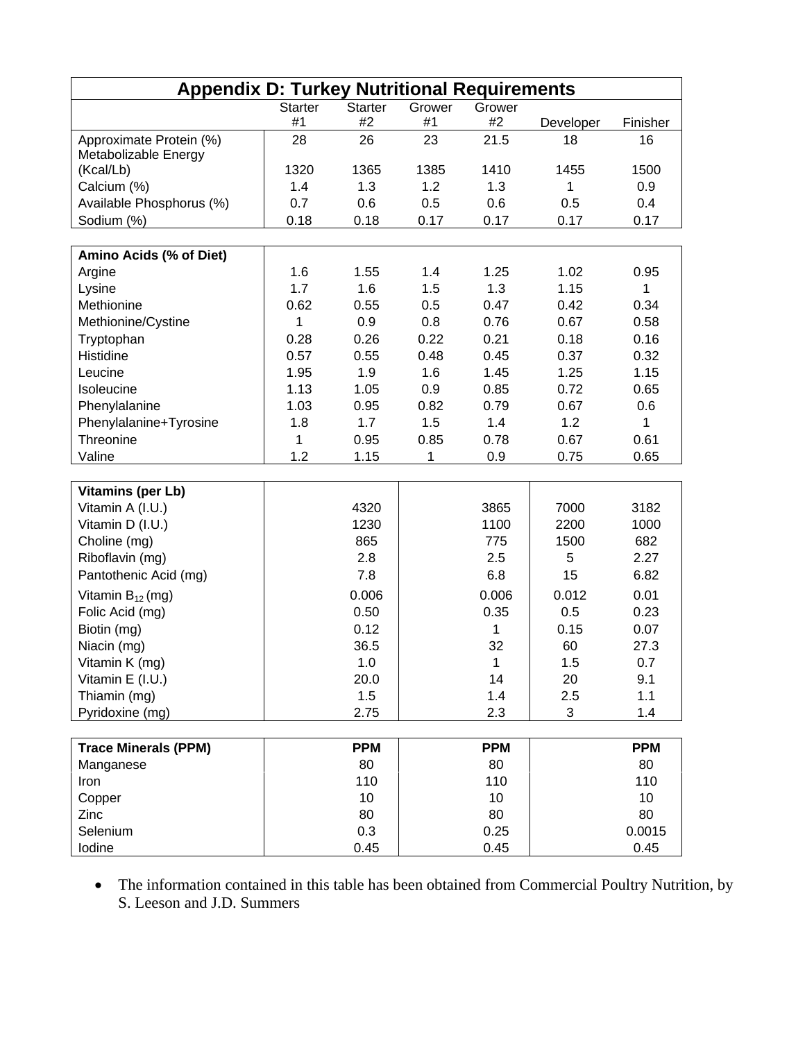## Appendix D: Turkey Nutritional Requirements

| | Starter #1 | Starter #2 | Grower #1 | Grower #2 | Developer | Finisher |
|---|---|---|---|---|---|---|
| Approximate Protein (%) | 28 | 26 | 23 | 21.5 | 18 | 16 |
| Metabolizable Energy (Kcal/Lb) | 1320 | 1365 | 1385 | 1410 | 1455 | 1500 |
| Calcium (%) | 1.4 | 1.3 | 1.2 | 1.3 | 1 | 0.9 |
| Available Phosphorus (%) | 0.7 | 0.6 | 0.5 | 0.6 | 0.5 | 0.4 |
| Sodium (%) | 0.18 | 0.18 | 0.17 | 0.17 | 0.17 | 0.17 |
| **Amino Acids (% of Diet)** | | | | | | |
| Argine | 1.6 | 1.55 | 1.4 | 1.25 | 1.02 | 0.95 |
| Lysine | 1.7 | 1.6 | 1.5 | 1.3 | 1.15 | 1 |
| Methionine | 0.62 | 0.55 | 0.5 | 0.47 | 0.42 | 0.34 |
| Methionine/Cystine | 1 | 0.9 | 0.8 | 0.76 | 0.67 | 0.58 |
| Tryptophan | 0.28 | 0.26 | 0.22 | 0.21 | 0.18 | 0.16 |
| Histidine | 0.57 | 0.55 | 0.48 | 0.45 | 0.37 | 0.32 |
| Leucine | 1.95 | 1.9 | 1.6 | 1.45 | 1.25 | 1.15 |
| Isoleucine | 1.13 | 1.05 | 0.9 | 0.85 | 0.72 | 0.65 |
| Phenylalanine | 1.03 | 0.95 | 0.82 | 0.79 | 0.67 | 0.6 |
| Phenylalanine+Tyrosine | 1.8 | 1.7 | 1.5 | 1.4 | 1.2 | 1 |
| Threonine | 1 | 0.95 | 0.85 | 0.78 | 0.67 | 0.61 |
| Valine | 1.2 | 1.15 | 1 | 0.9 | 0.75 | 0.65 |
| **Vitamins (per Lb)** | | | | | | |
| Vitamin A (I.U.) | | 4320 | | 3865 | 7000 | 3182 |
| Vitamin D (I.U.) | | 1230 | | 1100 | 2200 | 1000 |
| Choline (mg) | | 865 | | 775 | 1500 | 682 |
| Riboflavin (mg) | | 2.8 | | 2.5 | 5 | 2.27 |
| Pantothenic Acid (mg) | | 7.8 | | 6.8 | 15 | 6.82 |
| Vitamin $B_{12}$ (mg) | | 0.006 | | 0.006 | 0.012 | 0.01 |
| Folic Acid (mg) | | 0.50 | | 0.35 | 0.5 | 0.23 |
| Biotin (mg) | | 0.12 | | 1 | 0.15 | 0.07 |
| Niacin (mg) | | 36.5 | | 32 | 60 | 27.3 |
| Vitamin K (mg) | | 1.0 | | 1 | 1.5 | 0.7 |
| Vitamin E (I.U.) | | 20.0 | | 14 | 20 | 9.1 |
| Thiamin (mg) | | 1.5 | | 1.4 | 2.5 | 1.1 |
| Pyridoxine (mg) | | 2.75 | | 2.3 | 3 | 1.4 |
| **Trace Minerals (PPM)** | | **PPM** | | **PPM** | | **PPM** |
| Manganese | | 80 | | 80 | | 80 |
| Iron | | 110 | | 110 | | 110 |
| Copper | | 10 | | 10 | | 10 |
| Zinc | | 80 | | 80 | | 80 |
| Selenium | | 0.3 | | 0.25 | | 0.0015 |
| Iodine | | 0.45 | | 0.45 | | 0.45 |

- The information contained in this table has been obtained from Commercial Poultry Nutrition, by S. Leeson and J.D. Summers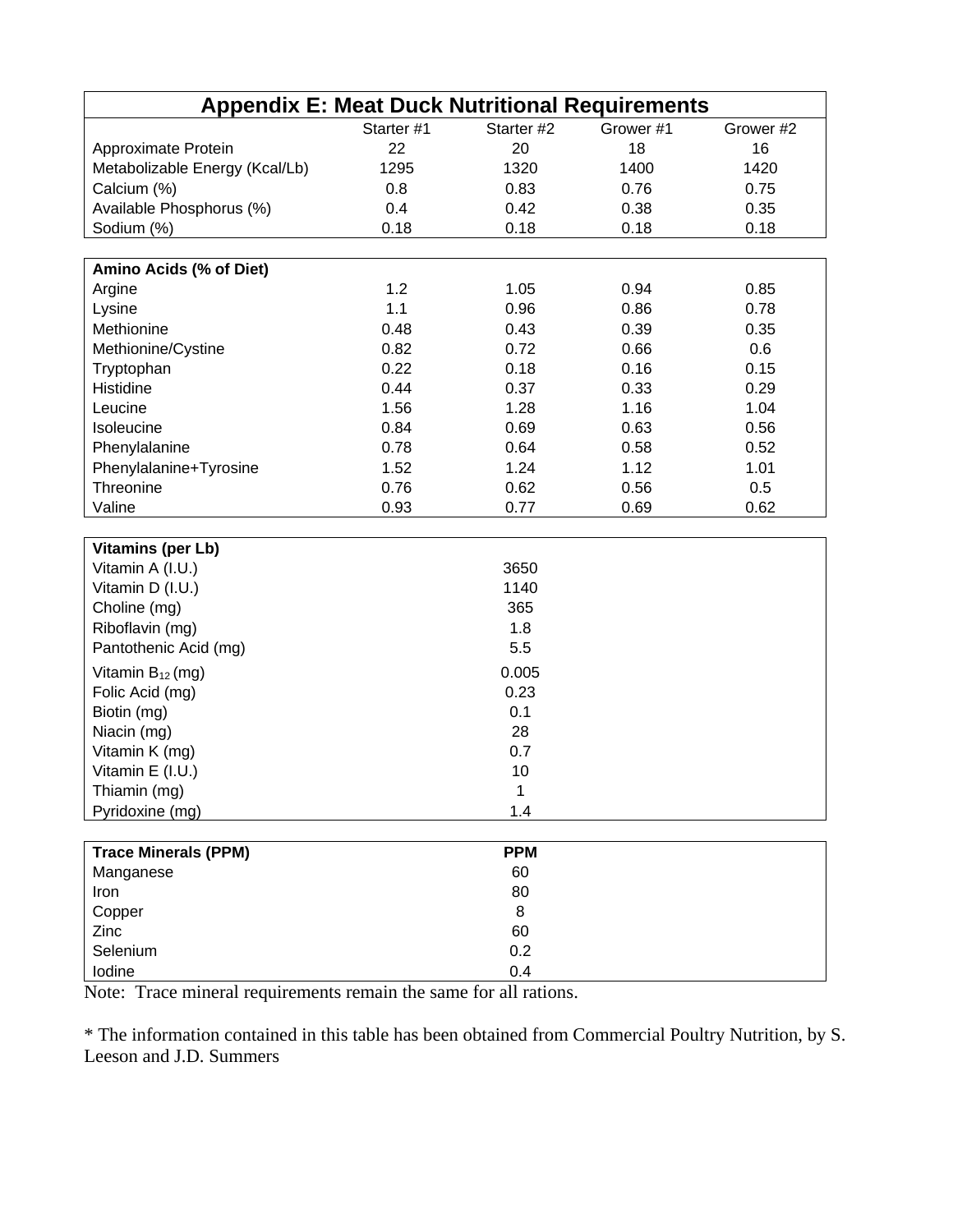# Appendix E: Meat Duck Nutritional Requirements

| | Starter #1 | Starter #2 | Grower #1 | Grower #2 |
|---|---|---|---|---|
| Approximate Protein | 22 | 20 | 18 | 16 |
| Metabolizable Energy (Kcal/Lb) | 1295 | 1320 | 1400 | 1420 |
| Calcium (%) | 0.8 | 0.83 | 0.76 | 0.75 |
| Available Phosphorus (%) | 0.4 | 0.42 | 0.38 | 0.35 |
| Sodium (%) | 0.18 | 0.18 | 0.18 | 0.18 |

| **Amino Acids (% of Diet)** | | | | |
|---|---|---|---|---|
| Argine | 1.2 | 1.05 | 0.94 | 0.85 |
| Lysine | 1.1 | 0.96 | 0.86 | 0.78 |
| Methionine | 0.48 | 0.43 | 0.39 | 0.35 |
| Methionine/Cystine | 0.82 | 0.72 | 0.66 | 0.6 |
| Tryptophan | 0.22 | 0.18 | 0.16 | 0.15 |
| Histidine | 0.44 | 0.37 | 0.33 | 0.29 |
| Leucine | 1.56 | 1.28 | 1.16 | 1.04 |
| Isoleucine | 0.84 | 0.69 | 0.63 | 0.56 |
| Phenylalanine | 0.78 | 0.64 | 0.58 | 0.52 |
| Phenylalanine+Tyrosine | 1.52 | 1.24 | 1.12 | 1.01 |
| Threonine | 0.76 | 0.62 | 0.56 | 0.5 |
| Valine | 0.93 | 0.77 | 0.69 | 0.62 |

| **Vitamins (per Lb)** | |
|---|---|
| Vitamin A (I.U.) | 3650 |
| Vitamin D (I.U.) | 1140 |
| Choline (mg) | 365 |
| Riboflavin (mg) | 1.8 |
| Pantothenic Acid (mg) | 5.5 |
| Vitamin $B_{12}$ (mg) | 0.005 |
| Folic Acid (mg) | 0.23 |
| Biotin (mg) | 0.1 |
| Niacin (mg) | 28 |
| Vitamin K (mg) | 0.7 |
| Vitamin E (I.U.) | 10 |
| Thiamin (mg) | 1 |
| Pyridoxine (mg) | 1.4 |

| **Trace Minerals (PPM)** | **PPM** |
|---|---|
| Manganese | 60 |
| Iron | 80 |
| Copper | 8 |
| Zinc | 60 |
| Selenium | 0.2 |
| Iodine | 0.4 |

Note: Trace mineral requirements remain the same for all rations.

* The information contained in this table has been obtained from Commercial Poultry Nutrition, by S. Leeson and J.D. Summers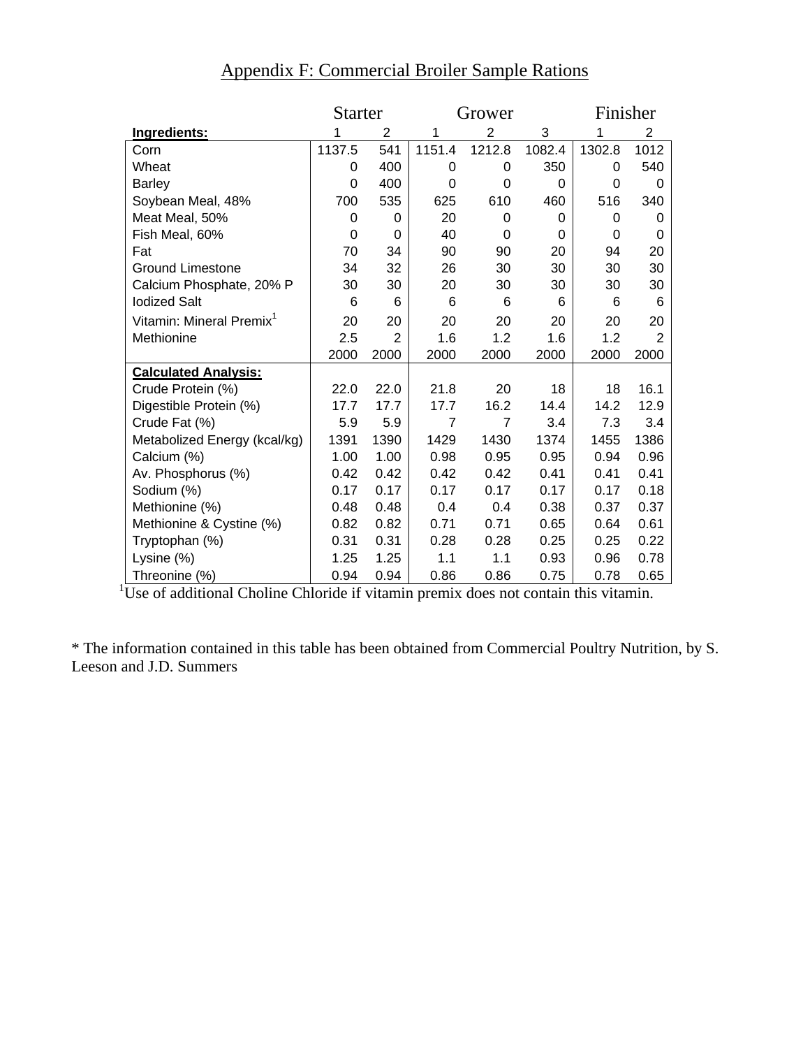# Appendix F: Commercial Broiler Sample Rations

| | Starter | | Grower | | | Finisher | |
|---|---|---|---|---|---|---|---|
| **Ingredients:** | 1 | 2 | 1 | 2 | 3 | 1 | 2 |
| Corn | 1137.5 | 541 | 1151.4 | 1212.8 | 1082.4 | 1302.8 | 1012 |
| Wheat | 0 | 400 | 0 | 0 | 350 | 0 | 540 |
| Barley | 0 | 400 | 0 | 0 | 0 | 0 | 0 |
| Soybean Meal, 48% | 700 | 535 | 625 | 610 | 460 | 516 | 340 |
| Meat Meal, 50% | 0 | 0 | 20 | 0 | 0 | 0 | 0 |
| Fish Meal, 60% | 0 | 0 | 40 | 0 | 0 | 0 | 0 |
| Fat | 70 | 34 | 90 | 90 | 20 | 94 | 20 |
| Ground Limestone | 34 | 32 | 26 | 30 | 30 | 30 | 30 |
| Calcium Phosphate, 20% P | 30 | 30 | 20 | 30 | 30 | 30 | 30 |
| Iodized Salt | 6 | 6 | 6 | 6 | 6 | 6 | 6 |
| Vitamin: Mineral Premix[1] | 20 | 20 | 20 | 20 | 20 | 20 | 20 |
| Methionine | 2.5 | 2 | 1.6 | 1.2 | 1.6 | 1.2 | 2 |
| | 2000 | 2000 | 2000 | 2000 | 2000 | 2000 | 2000 |
| **Calculated Analysis:** | | | | | | | |
| Crude Protein (%) | 22.0 | 22.0 | 21.8 | 20 | 18 | 18 | 16.1 |
| Digestible Protein (%) | 17.7 | 17.7 | 17.7 | 16.2 | 14.4 | 14.2 | 12.9 |
| Crude Fat (%) | 5.9 | 5.9 | 7 | 7 | 3.4 | 7.3 | 3.4 |
| Metabolized Energy (kcal/kg) | 1391 | 1390 | 1429 | 1430 | 1374 | 1455 | 1386 |
| Calcium (%) | 1.00 | 1.00 | 0.98 | 0.95 | 0.95 | 0.94 | 0.96 |
| Av. Phosphorus (%) | 0.42 | 0.42 | 0.42 | 0.42 | 0.41 | 0.41 | 0.41 |
| Sodium (%) | 0.17 | 0.17 | 0.17 | 0.17 | 0.17 | 0.17 | 0.18 |
| Methionine (%) | 0.48 | 0.48 | 0.4 | 0.4 | 0.38 | 0.37 | 0.37 |
| Methionine & Cystine (%) | 0.82 | 0.82 | 0.71 | 0.71 | 0.65 | 0.64 | 0.61 |
| Tryptophan (%) | 0.31 | 0.31 | 0.28 | 0.28 | 0.25 | 0.25 | 0.22 |
| Lysine (%) | 1.25 | 1.25 | 1.1 | 1.1 | 0.93 | 0.96 | 0.78 |
| Threonine (%) | 0.94 | 0.94 | 0.86 | 0.86 | 0.75 | 0.78 | 0.65 |

[1]Use of additional Choline Chloride if vitamin premix does not contain this vitamin.

* The information contained in this table has been obtained from Commercial Poultry Nutrition, by S. Leeson and J.D. Summers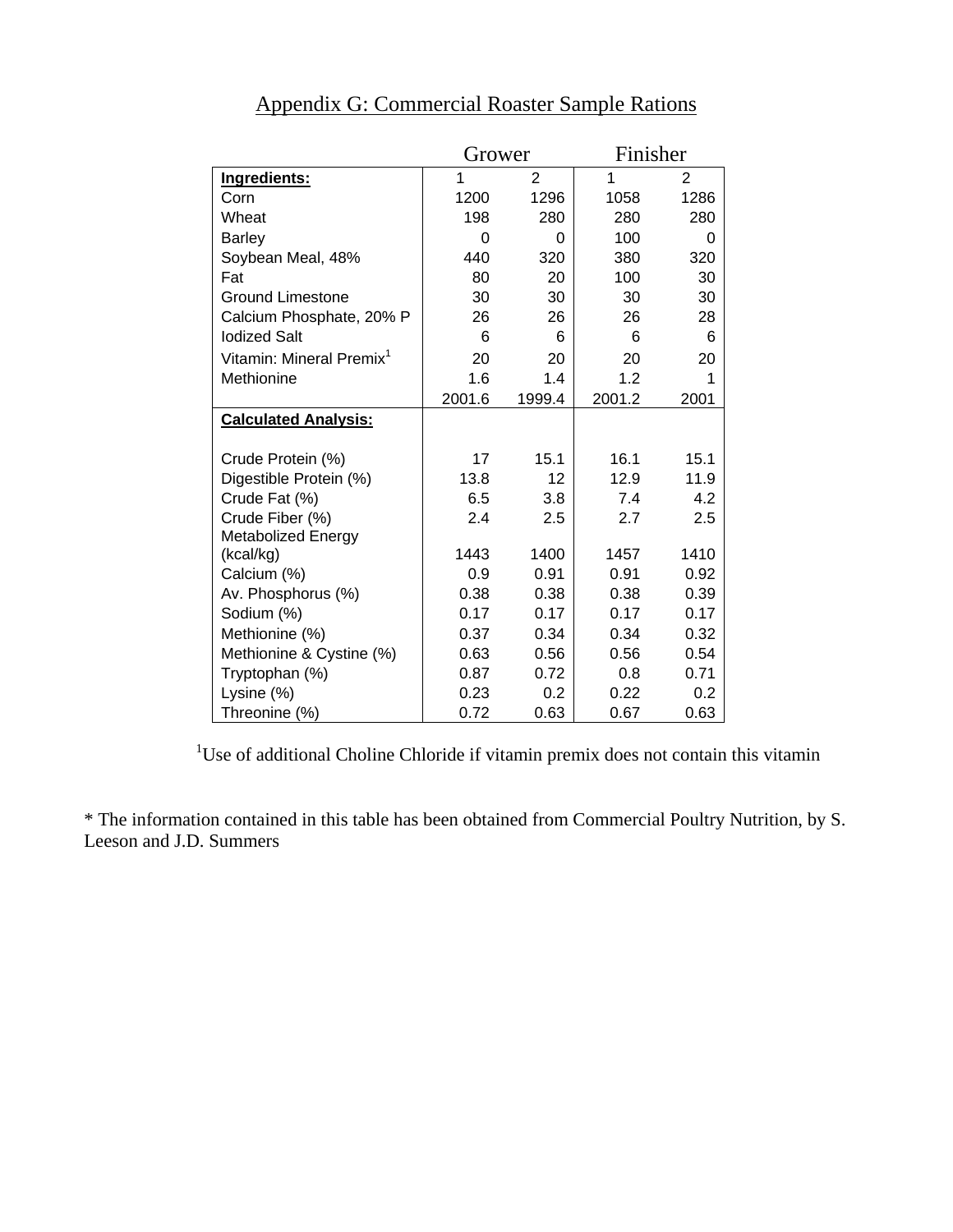# Appendix G: Commercial Roaster Sample Rations

| | Grower | | Finisher | |
|---|---|---|---|---|
| **Ingredients:** | 1 | 2 | 1 | 2 |
| Corn | 1200 | 1296 | 1058 | 1286 |
| Wheat | 198 | 280 | 280 | 280 |
| Barley | 0 | 0 | 100 | 0 |
| Soybean Meal, 48% | 440 | 320 | 380 | 320 |
| Fat | 80 | 20 | 100 | 30 |
| Ground Limestone | 30 | 30 | 30 | 30 |
| Calcium Phosphate, 20% P | 26 | 26 | 26 | 28 |
| Iodized Salt | 6 | 6 | 6 | 6 |
| Vitamin: Mineral Premix[1] | 20 | 20 | 20 | 20 |
| Methionine | 1.6 | 1.4 | 1.2 | 1 |
| | 2001.6 | 1999.4 | 2001.2 | 2001 |
| **Calculated Analysis:** | | | | |
| Crude Protein (%) | 17 | 15.1 | 16.1 | 15.1 |
| Digestible Protein (%) | 13.8 | 12 | 12.9 | 11.9 |
| Crude Fat (%) | 6.5 | 3.8 | 7.4 | 4.2 |
| Crude Fiber (%) | 2.4 | 2.5 | 2.7 | 2.5 |
| Metabolized Energy (kcal/kg) | 1443 | 1400 | 1457 | 1410 |
| Calcium (%) | 0.9 | 0.91 | 0.91 | 0.92 |
| Av. Phosphorus (%) | 0.38 | 0.38 | 0.38 | 0.39 |
| Sodium (%) | 0.17 | 0.17 | 0.17 | 0.17 |
| Methionine (%) | 0.37 | 0.34 | 0.34 | 0.32 |
| Methionine & Cystine (%) | 0.63 | 0.56 | 0.56 | 0.54 |
| Tryptophan (%) | 0.87 | 0.72 | 0.8 | 0.71 |
| Lysine (%) | 0.23 | 0.2 | 0.22 | 0.2 |
| Threonine (%) | 0.72 | 0.63 | 0.67 | 0.63 |

[1]Use of additional Choline Chloride if vitamin premix does not contain this vitamin

* The information contained in this table has been obtained from Commercial Poultry Nutrition, by S. Leeson and J.D. Summers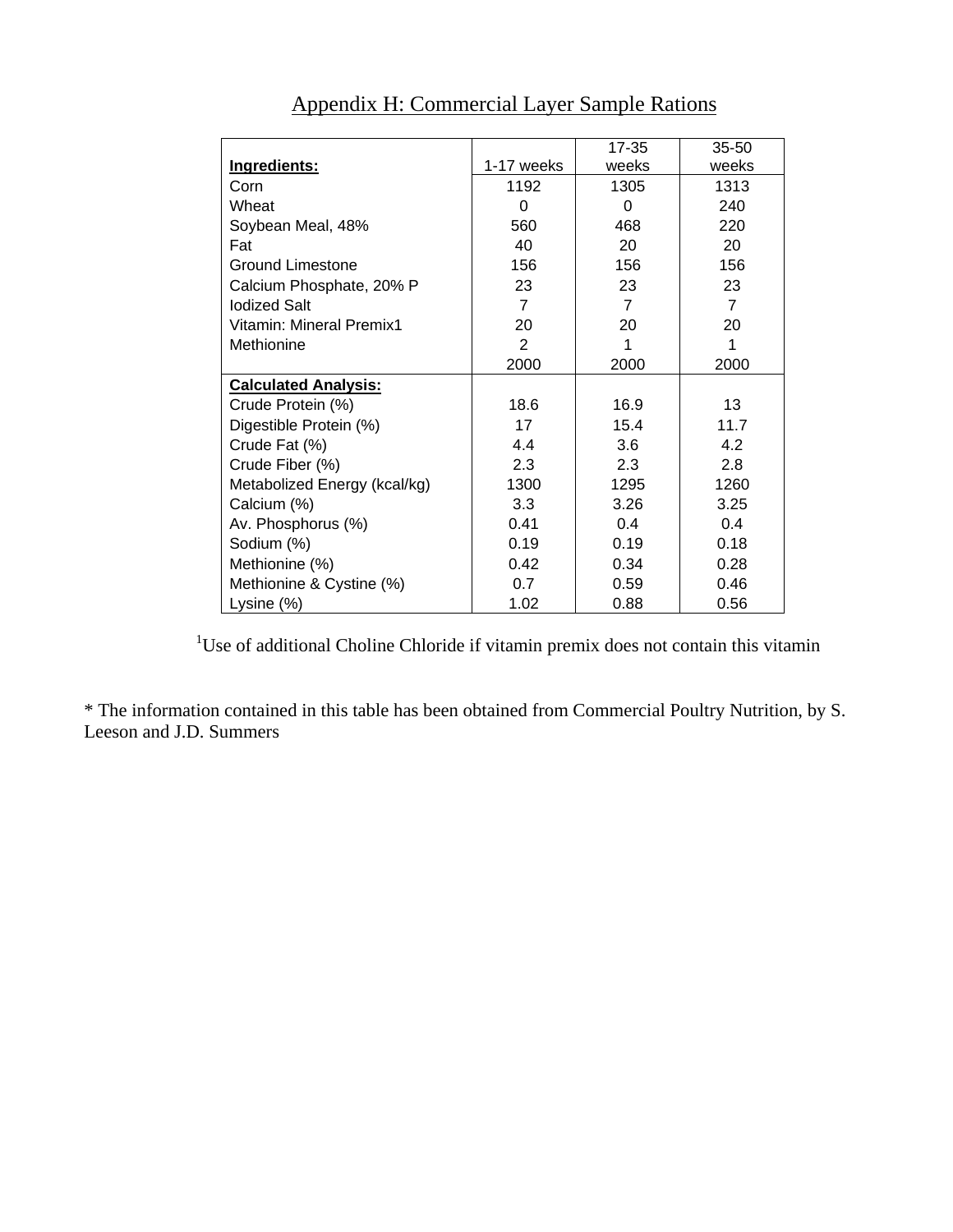## Appendix H: Commercial Layer Sample Rations

| **Ingredients:** | 1-17 weeks | 17-35 weeks | 35-50 weeks |
|---|---|---|---|
| Corn | 1192 | 1305 | 1313 |
| Wheat | 0 | 0 | 240 |
| Soybean Meal, 48% | 560 | 468 | 220 |
| Fat | 40 | 20 | 20 |
| Ground Limestone | 156 | 156 | 156 |
| Calcium Phosphate, 20% P | 23 | 23 | 23 |
| Iodized Salt | 7 | 7 | 7 |
| Vitamin: Mineral Premix1 | 20 | 20 | 20 |
| Methionine | 2 | 1 | 1 |
| | 2000 | 2000 | 2000 |
| **Calculated Analysis:** | | | |
| Crude Protein (%) | 18.6 | 16.9 | 13 |
| Digestible Protein (%) | 17 | 15.4 | 11.7 |
| Crude Fat (%) | 4.4 | 3.6 | 4.2 |
| Crude Fiber (%) | 2.3 | 2.3 | 2.8 |
| Metabolized Energy (kcal/kg) | 1300 | 1295 | 1260 |
| Calcium (%) | 3.3 | 3.26 | 3.25 |
| Av. Phosphorus (%) | 0.41 | 0.4 | 0.4 |
| Sodium (%) | 0.19 | 0.19 | 0.18 |
| Methionine (%) | 0.42 | 0.34 | 0.28 |
| Methionine & Cystine (%) | 0.7 | 0.59 | 0.46 |
| Lysine (%) | 1.02 | 0.88 | 0.56 |

[1]Use of additional Choline Chloride if vitamin premix does not contain this vitamin

* The information contained in this table has been obtained from Commercial Poultry Nutrition, by S. Leeson and J.D. Summers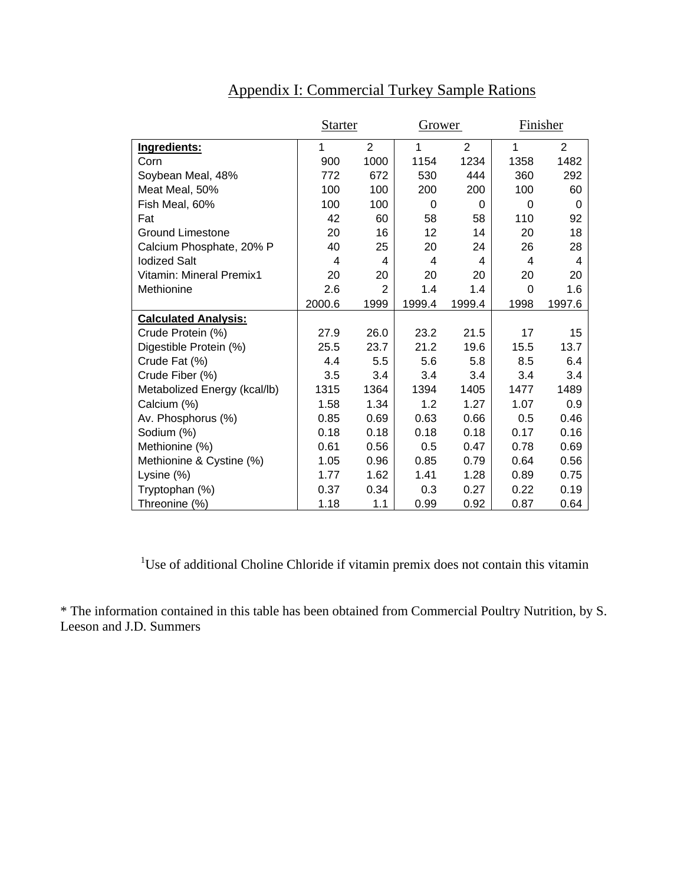# Appendix I: Commercial Turkey Sample Rations

| | Starter | | Grower | | Finisher | |
|---|---|---|---|---|---|---|
| **Ingredients:** | 1 | 2 | 1 | 2 | 1 | 2 |
| Corn | 900 | 1000 | 1154 | 1234 | 1358 | 1482 |
| Soybean Meal, 48% | 772 | 672 | 530 | 444 | 360 | 292 |
| Meat Meal, 50% | 100 | 100 | 200 | 200 | 100 | 60 |
| Fish Meal, 60% | 100 | 100 | 0 | 0 | 0 | 0 |
| Fat | 42 | 60 | 58 | 58 | 110 | 92 |
| Ground Limestone | 20 | 16 | 12 | 14 | 20 | 18 |
| Calcium Phosphate, 20% P | 40 | 25 | 20 | 24 | 26 | 28 |
| Iodized Salt | 4 | 4 | 4 | 4 | 4 | 4 |
| Vitamin: Mineral Premix[1] | 20 | 20 | 20 | 20 | 20 | 20 |
| Methionine | 2.6 | 2 | 1.4 | 1.4 | 0 | 1.6 |
| | 2000.6 | 1999 | 1999.4 | 1999.4 | 1998 | 1997.6 |
| **Calculated Analysis:** | | | | | | |
| Crude Protein (%) | 27.9 | 26.0 | 23.2 | 21.5 | 17 | 15 |
| Digestible Protein (%) | 25.5 | 23.7 | 21.2 | 19.6 | 15.5 | 13.7 |
| Crude Fat (%) | 4.4 | 5.5 | 5.6 | 5.8 | 8.5 | 6.4 |
| Crude Fiber (%) | 3.5 | 3.4 | 3.4 | 3.4 | 3.4 | 3.4 |
| Metabolized Energy (kcal/lb) | 1315 | 1364 | 1394 | 1405 | 1477 | 1489 |
| Calcium (%) | 1.58 | 1.34 | 1.2 | 1.27 | 1.07 | 0.9 |
| Av. Phosphorus (%) | 0.85 | 0.69 | 0.63 | 0.66 | 0.5 | 0.46 |
| Sodium (%) | 0.18 | 0.18 | 0.18 | 0.18 | 0.17 | 0.16 |
| Methionine (%) | 0.61 | 0.56 | 0.5 | 0.47 | 0.78 | 0.69 |
| Methionine & Cystine (%) | 1.05 | 0.96 | 0.85 | 0.79 | 0.64 | 0.56 |
| Lysine (%) | 1.77 | 1.62 | 1.41 | 1.28 | 0.89 | 0.75 |
| Tryptophan (%) | 0.37 | 0.34 | 0.3 | 0.27 | 0.22 | 0.19 |
| Threonine (%) | 1.18 | 1.1 | 0.99 | 0.92 | 0.87 | 0.64 |

[1]Use of additional Choline Chloride if vitamin premix does not contain this vitamin

* The information contained in this table has been obtained from Commercial Poultry Nutrition, by S. Leeson and J.D. Summers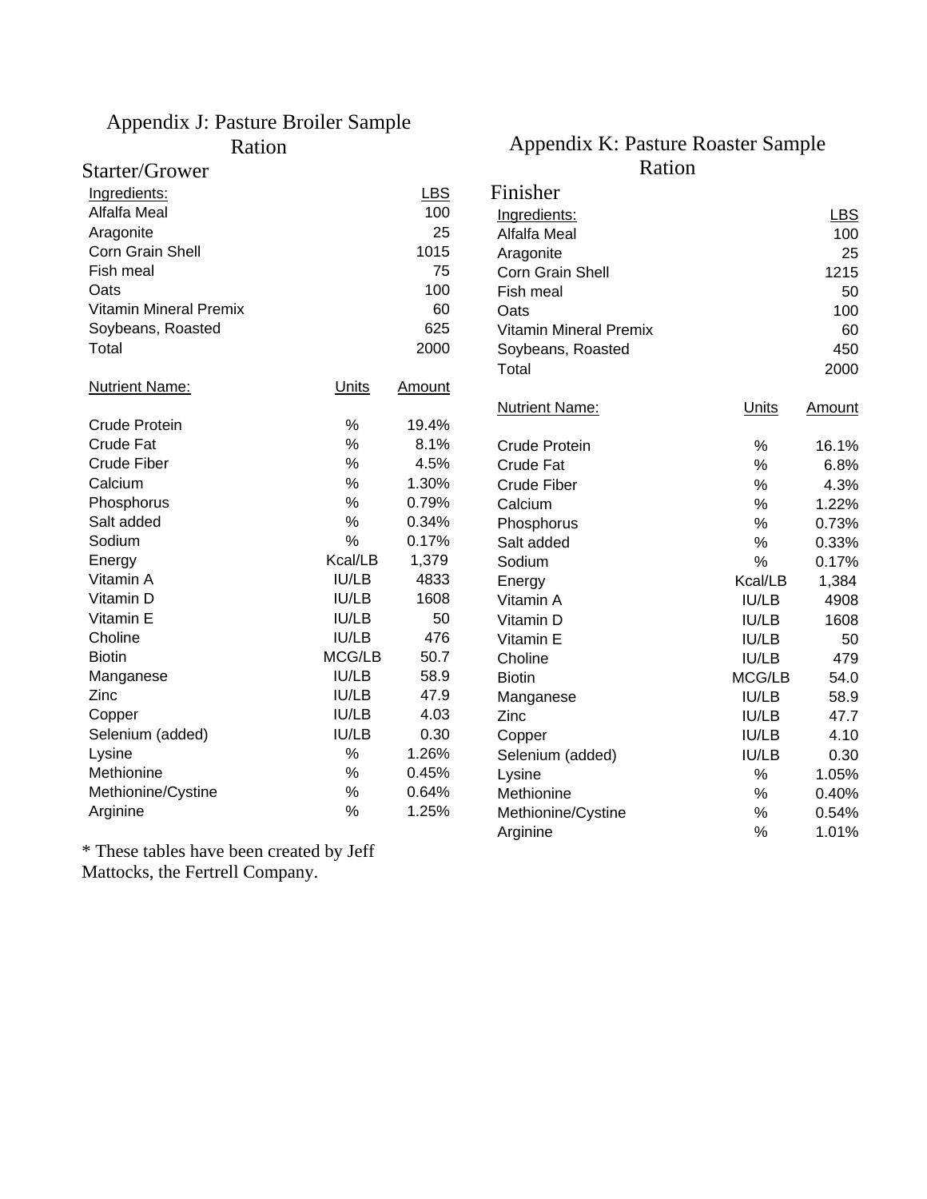## Appendix J: Pasture Broiler Sample Ration

### Starter/Grower

| Ingredients: | LBS |
|---|---|
| Alfalfa Meal | 100 |
| Aragonite | 25 |
| Corn Grain Shell | 1015 |
| Fish meal | 75 |
| Oats | 100 |
| Vitamin Mineral Premix | 60 |
| Soybeans, Roasted | 625 |
| Total | 2000 |

| Nutrient Name: | Units | Amount |
|---|---|---|
| Crude Protein | % | 19.4% |
| Crude Fat | % | 8.1% |
| Crude Fiber | % | 4.5% |
| Calcium | % | 1.30% |
| Phosphorus | % | 0.79% |
| Salt added | % | 0.34% |
| Sodium | % | 0.17% |
| Energy | Kcal/LB | 1,379 |
| Vitamin A | IU/LB | 4833 |
| Vitamin D | IU/LB | 1608 |
| Vitamin E | IU/LB | 50 |
| Choline | IU/LB | 476 |
| Biotin | MCG/LB | 50.7 |
| Manganese | IU/LB | 58.9 |
| Zinc | IU/LB | 47.9 |
| Copper | IU/LB | 4.03 |
| Selenium (added) | IU/LB | 0.30 |
| Lysine | % | 1.26% |
| Methionine | % | 0.45% |
| Methionine/Cystine | % | 0.64% |
| Arginine | % | 1.25% |

* These tables have been created by Jeff Mattocks, the Fertrell Company.

## Appendix K: Pasture Roaster Sample Ration

### Finisher

| Ingredients: | LBS |
|---|---|
| Alfalfa Meal | 100 |
| Aragonite | 25 |
| Corn Grain Shell | 1215 |
| Fish meal | 50 |
| Oats | 100 |
| Vitamin Mineral Premix | 60 |
| Soybeans, Roasted | 450 |
| Total | 2000 |

| Nutrient Name: | Units | Amount |
|---|---|---|
| Crude Protein | % | 16.1% |
| Crude Fat | % | 6.8% |
| Crude Fiber | % | 4.3% |
| Calcium | % | 1.22% |
| Phosphorus | % | 0.73% |
| Salt added | % | 0.33% |
| Sodium | % | 0.17% |
| Energy | Kcal/LB | 1,384 |
| Vitamin A | IU/LB | 4908 |
| Vitamin D | IU/LB | 1608 |
| Vitamin E | IU/LB | 50 |
| Choline | IU/LB | 479 |
| Biotin | MCG/LB | 54.0 |
| Manganese | IU/LB | 58.9 |
| Zinc | IU/LB | 47.7 |
| Copper | IU/LB | 4.10 |
| Selenium (added) | IU/LB | 0.30 |
| Lysine | % | 1.05% |
| Methionine | % | 0.40% |
| Methionine/Cystine | % | 0.54% |
| Arginine | % | 1.01% |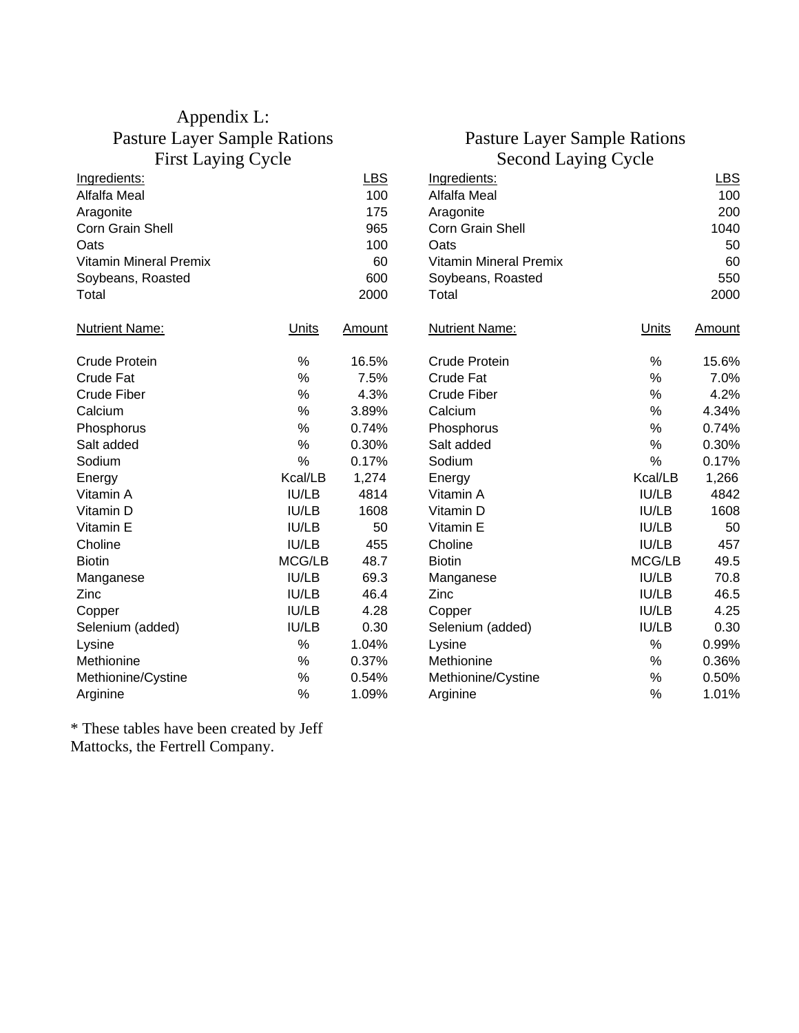# Appendix L:

## Pasture Layer Sample Rations

### First Laying Cycle

| Ingredients: | LBS |
|---|---|
| Alfalfa Meal | 100 |
| Aragonite | 175 |
| Corn Grain Shell | 965 |
| Oats | 100 |
| Vitamin Mineral Premix | 60 |
| Soybeans, Roasted | 600 |
| Total | 2000 |

| Nutrient Name: | Units | Amount |
|---|---|---|
| Crude Protein | % | 16.5% |
| Crude Fat | % | 7.5% |
| Crude Fiber | % | 4.3% |
| Calcium | % | 3.89% |
| Phosphorus | % | 0.74% |
| Salt added | % | 0.30% |
| Sodium | % | 0.17% |
| Energy | Kcal/LB | 1,274 |
| Vitamin A | IU/LB | 4814 |
| Vitamin D | IU/LB | 1608 |
| Vitamin E | IU/LB | 50 |
| Choline | IU/LB | 455 |
| Biotin | MCG/LB | 48.7 |
| Manganese | IU/LB | 69.3 |
| Zinc | IU/LB | 46.4 |
| Copper | IU/LB | 4.28 |
| Selenium (added) | IU/LB | 0.30 |
| Lysine | % | 1.04% |
| Methionine | % | 0.37% |
| Methionine/Cystine | % | 0.54% |
| Arginine | % | 1.09% |

## Pasture Layer Sample Rations

### Second Laying Cycle

| Ingredients: | LBS |
|---|---|
| Alfalfa Meal | 100 |
| Aragonite | 200 |
| Corn Grain Shell | 1040 |
| Oats | 50 |
| Vitamin Mineral Premix | 60 |
| Soybeans, Roasted | 550 |
| Total | 2000 |

| Nutrient Name: | Units | Amount |
|---|---|---|
| Crude Protein | % | 15.6% |
| Crude Fat | % | 7.0% |
| Crude Fiber | % | 4.2% |
| Calcium | % | 4.34% |
| Phosphorus | % | 0.74% |
| Salt added | % | 0.30% |
| Sodium | % | 0.17% |
| Energy | Kcal/LB | 1,266 |
| Vitamin A | IU/LB | 4842 |
| Vitamin D | IU/LB | 1608 |
| Vitamin E | IU/LB | 50 |
| Choline | IU/LB | 457 |
| Biotin | MCG/LB | 49.5 |
| Manganese | IU/LB | 70.8 |
| Zinc | IU/LB | 46.5 |
| Copper | IU/LB | 4.25 |
| Selenium (added) | IU/LB | 0.30 |
| Lysine | % | 0.99% |
| Methionine | % | 0.36% |
| Methionine/Cystine | % | 0.50% |
| Arginine | % | 1.01% |

* These tables have been created by Jeff Mattocks, the Fertrell Company.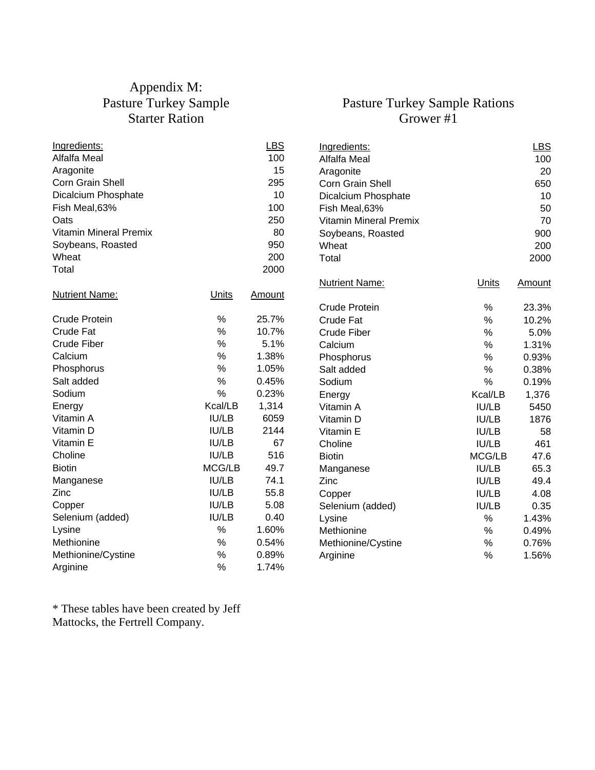# Appendix M: Pasture Turkey Sample Starter Ration

| Ingredients: | LBS |
|---|---|
| Alfalfa Meal | 100 |
| Aragonite | 15 |
| Corn Grain Shell | 295 |
| Dicalcium Phosphate | 10 |
| Fish Meal,63% | 100 |
| Oats | 250 |
| Vitamin Mineral Premix | 80 |
| Soybeans, Roasted | 950 |
| Wheat | 200 |
| Total | 2000 |

| Nutrient Name: | Units | Amount |
|---|---|---|
| Crude Protein | % | 25.7% |
| Crude Fat | % | 10.7% |
| Crude Fiber | % | 5.1% |
| Calcium | % | 1.38% |
| Phosphorus | % | 1.05% |
| Salt added | % | 0.45% |
| Sodium | % | 0.23% |
| Energy | Kcal/LB | 1,314 |
| Vitamin A | IU/LB | 6059 |
| Vitamin D | IU/LB | 2144 |
| Vitamin E | IU/LB | 67 |
| Choline | IU/LB | 516 |
| Biotin | MCG/LB | 49.7 |
| Manganese | IU/LB | 74.1 |
| Zinc | IU/LB | 55.8 |
| Copper | IU/LB | 5.08 |
| Selenium (added) | IU/LB | 0.40 |
| Lysine | % | 1.60% |
| Methionine | % | 0.54% |
| Methionine/Cystine | % | 0.89% |
| Arginine | % | 1.74% |

# Pasture Turkey Sample Rations Grower #1

| Ingredients: | LBS |
|---|---|
| Alfalfa Meal | 100 |
| Aragonite | 20 |
| Corn Grain Shell | 650 |
| Dicalcium Phosphate | 10 |
| Fish Meal,63% | 50 |
| Vitamin Mineral Premix | 70 |
| Soybeans, Roasted | 900 |
| Wheat | 200 |
| Total | 2000 |

| Nutrient Name: | Units | Amount |
|---|---|---|
| Crude Protein | % | 23.3% |
| Crude Fat | % | 10.2% |
| Crude Fiber | % | 5.0% |
| Calcium | % | 1.31% |
| Phosphorus | % | 0.93% |
| Salt added | % | 0.38% |
| Sodium | % | 0.19% |
| Energy | Kcal/LB | 1,376 |
| Vitamin A | IU/LB | 5450 |
| Vitamin D | IU/LB | 1876 |
| Vitamin E | IU/LB | 58 |
| Choline | IU/LB | 461 |
| Biotin | MCG/LB | 47.6 |
| Manganese | IU/LB | 65.3 |
| Zinc | IU/LB | 49.4 |
| Copper | IU/LB | 4.08 |
| Selenium (added) | IU/LB | 0.35 |
| Lysine | % | 1.43% |
| Methionine | % | 0.49% |
| Methionine/Cystine | % | 0.76% |
| Arginine | % | 1.56% |

* These tables have been created by Jeff Mattocks, the Fertrell Company.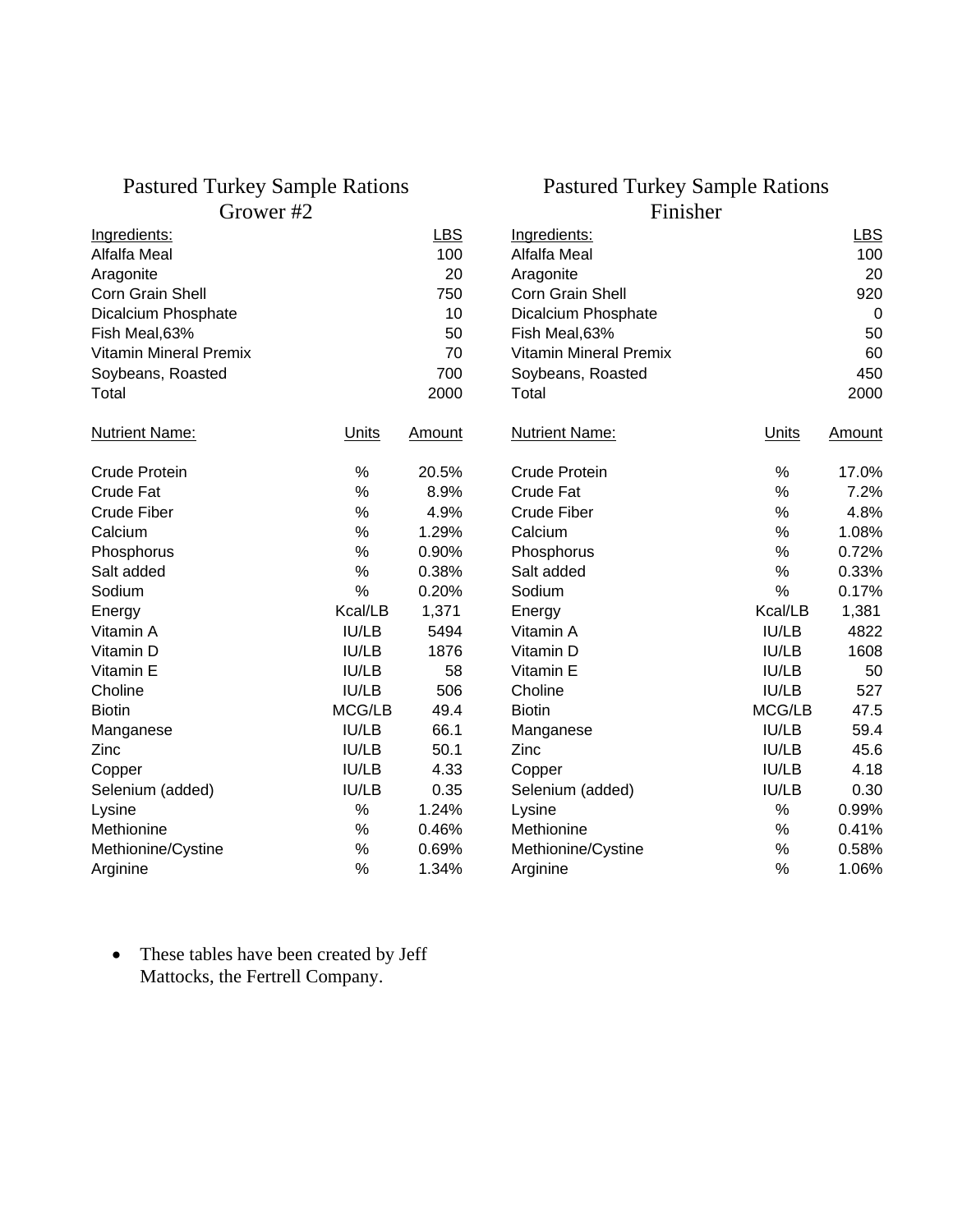## Pastured Turkey Sample Rations
### Grower #2

| Ingredients: | | LBS |
|---|---|---|
| Alfalfa Meal | | 100 |
| Aragonite | | 20 |
| Corn Grain Shell | | 750 |
| Dicalcium Phosphate | | 10 |
| Fish Meal,63% | | 50 |
| Vitamin Mineral Premix | | 70 |
| Soybeans, Roasted | | 700 |
| Total | | 2000 |

| Nutrient Name: | Units | Amount |
|---|---|---|
| Crude Protein | % | 20.5% |
| Crude Fat | % | 8.9% |
| Crude Fiber | % | 4.9% |
| Calcium | % | 1.29% |
| Phosphorus | % | 0.90% |
| Salt added | % | 0.38% |
| Sodium | % | 0.20% |
| Energy | Kcal/LB | 1,371 |
| Vitamin A | IU/LB | 5494 |
| Vitamin D | IU/LB | 1876 |
| Vitamin E | IU/LB | 58 |
| Choline | IU/LB | 506 |
| Biotin | MCG/LB | 49.4 |
| Manganese | IU/LB | 66.1 |
| Zinc | IU/LB | 50.1 |
| Copper | IU/LB | 4.33 |
| Selenium (added) | IU/LB | 0.35 |
| Lysine | % | 1.24% |
| Methionine | % | 0.46% |
| Methionine/Cystine | % | 0.69% |
| Arginine | % | 1.34% |

## Pastured Turkey Sample Rations
### Finisher

| Ingredients: | | LBS |
|---|---|---|
| Alfalfa Meal | | 100 |
| Aragonite | | 20 |
| Corn Grain Shell | | 920 |
| Dicalcium Phosphate | | 0 |
| Fish Meal,63% | | 50 |
| Vitamin Mineral Premix | | 60 |
| Soybeans, Roasted | | 450 |
| Total | | 2000 |

| Nutrient Name: | Units | Amount |
|---|---|---|
| Crude Protein | % | 17.0% |
| Crude Fat | % | 7.2% |
| Crude Fiber | % | 4.8% |
| Calcium | % | 1.08% |
| Phosphorus | % | 0.72% |
| Salt added | % | 0.33% |
| Sodium | % | 0.17% |
| Energy | Kcal/LB | 1,381 |
| Vitamin A | IU/LB | 4822 |
| Vitamin D | IU/LB | 1608 |
| Vitamin E | IU/LB | 50 |
| Choline | IU/LB | 527 |
| Biotin | MCG/LB | 47.5 |
| Manganese | IU/LB | 59.4 |
| Zinc | IU/LB | 45.6 |
| Copper | IU/LB | 4.18 |
| Selenium (added) | IU/LB | 0.30 |
| Lysine | % | 0.99% |
| Methionine | % | 0.41% |
| Methionine/Cystine | % | 0.58% |
| Arginine | % | 1.06% |

- These tables have been created by Jeff Mattocks, the Fertrell Company.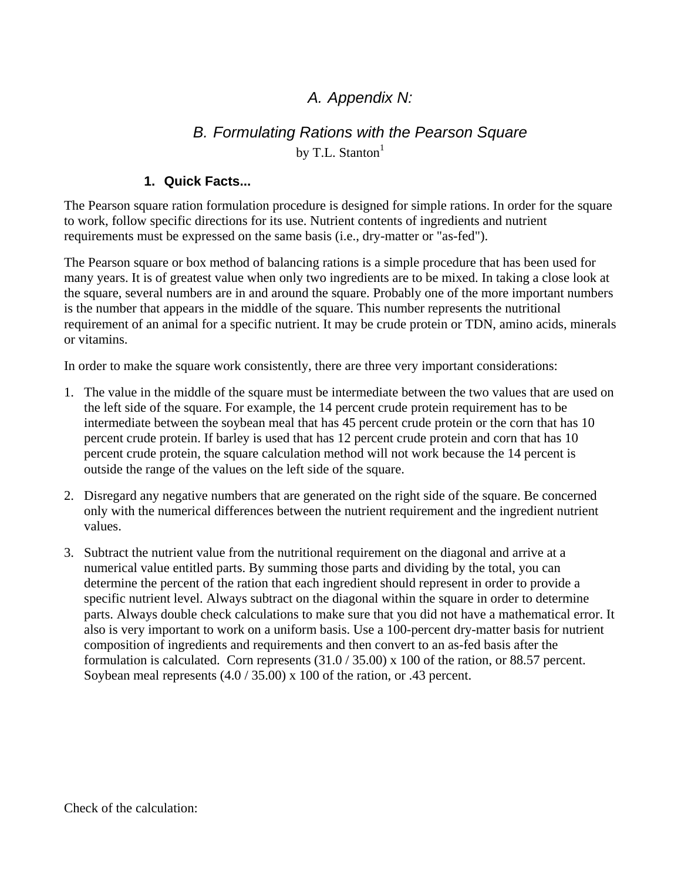# A. Appendix N:

# B. Formulating Rations with the Pearson Square

by T.L. Stanton[1]

## 1. Quick Facts...

The Pearson square ration formulation procedure is designed for simple rations. In order for the square to work, follow specific directions for its use. Nutrient contents of ingredients and nutrient requirements must be expressed on the same basis (i.e., dry-matter or "as-fed").

The Pearson square or box method of balancing rations is a simple procedure that has been used for many years. It is of greatest value when only two ingredients are to be mixed. In taking a close look at the square, several numbers are in and around the square. Probably one of the more important numbers is the number that appears in the middle of the square. This number represents the nutritional requirement of an animal for a specific nutrient. It may be crude protein or TDN, amino acids, minerals or vitamins.

In order to make the square work consistently, there are three very important considerations:

1. The value in the middle of the square must be intermediate between the two values that are used on the left side of the square. For example, the 14 percent crude protein requirement has to be intermediate between the soybean meal that has 45 percent crude protein or the corn that has 10 percent crude protein. If barley is used that has 12 percent crude protein and corn that has 10 percent crude protein, the square calculation method will not work because the 14 percent is outside the range of the values on the left side of the square.
2. Disregard any negative numbers that are generated on the right side of the square. Be concerned only with the numerical differences between the nutrient requirement and the ingredient nutrient values.
3. Subtract the nutrient value from the nutritional requirement on the diagonal and arrive at a numerical value entitled parts. By summing those parts and dividing by the total, you can determine the percent of the ration that each ingredient should represent in order to provide a specific nutrient level. Always subtract on the diagonal within the square in order to determine parts. Always double check calculations to make sure that you did not have a mathematical error. It also is very important to work on a uniform basis. Use a 100-percent dry-matter basis for nutrient composition of ingredients and requirements and then convert to an as-fed basis after the formulation is calculated. Corn represents (31.0 / 35.00) x 100 of the ration, or 88.57 percent. Soybean meal represents (4.0 / 35.00) x 100 of the ration, or .43 percent.

Check of the calculation: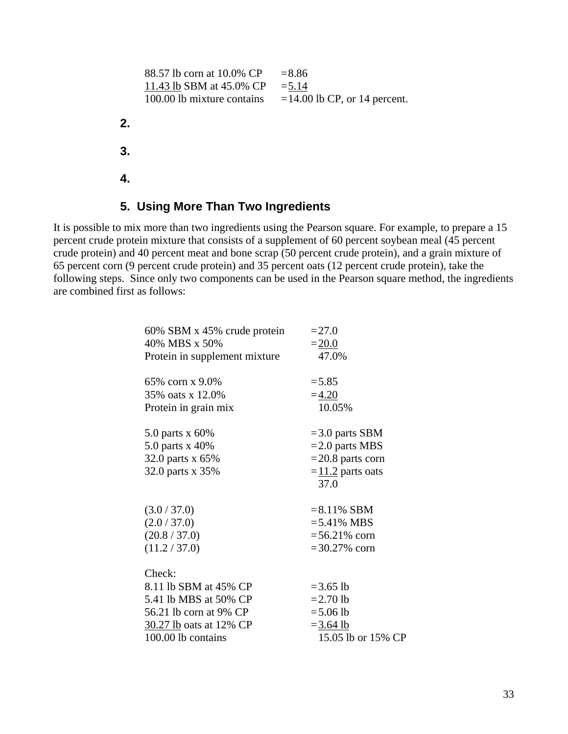| | |
|---|---|
| 88.57 lb corn at 10.0% CP | = 8.86 |
| 11.43 lb SBM at 45.0% CP | = 5.14 |
| 100.00 lb mixture contains | = 14.00 lb CP, or 14 percent. |

**2.**

**3.**

**4.**

### 5. Using More Than Two Ingredients

It is possible to mix more than two ingredients using the Pearson square. For example, to prepare a 15 percent crude protein mixture that consists of a supplement of 60 percent soybean meal (45 percent crude protein) and 40 percent meat and bone scrap (50 percent crude protein), and a grain mixture of 65 percent corn (9 percent crude protein) and 35 percent oats (12 percent crude protein), take the following steps. Since only two components can be used in the Pearson square method, the ingredients are combined first as follows:

| | |
|---|---|
| 60% SBM x 45% crude protein | = 27.0 |
| 40% MBS x 50% | = 20.0 |
| Protein in supplement mixture | 47.0% |
| | |
| 65% corn x 9.0% | = 5.85 |
| 35% oats x 12.0% | = 4.20 |
| Protein in grain mix | 10.05% |
| | |
| 5.0 parts x 60% | = 3.0 parts SBM |
| 5.0 parts x 40% | = 2.0 parts MBS |
| 32.0 parts x 65% | = 20.8 parts corn |
| 32.0 parts x 35% | = 11.2 parts oats |
| | 37.0 |
| | |
| (3.0 / 37.0) | = 8.11% SBM |
| (2.0 / 37.0) | = 5.41% MBS |
| (20.8 / 37.0) | = 56.21% corn |
| (11.2 / 37.0) | = 30.27% corn |
| | |
| Check: | |
| 8.11 lb SBM at 45% CP | = 3.65 lb |
| 5.41 lb MBS at 50% CP | = 2.70 lb |
| 56.21 lb corn at 9% CP | = 5.06 lb |
| 30.27 lb oats at 12% CP | = 3.64 lb |
| 100.00 lb contains | 15.05 lb or 15% CP |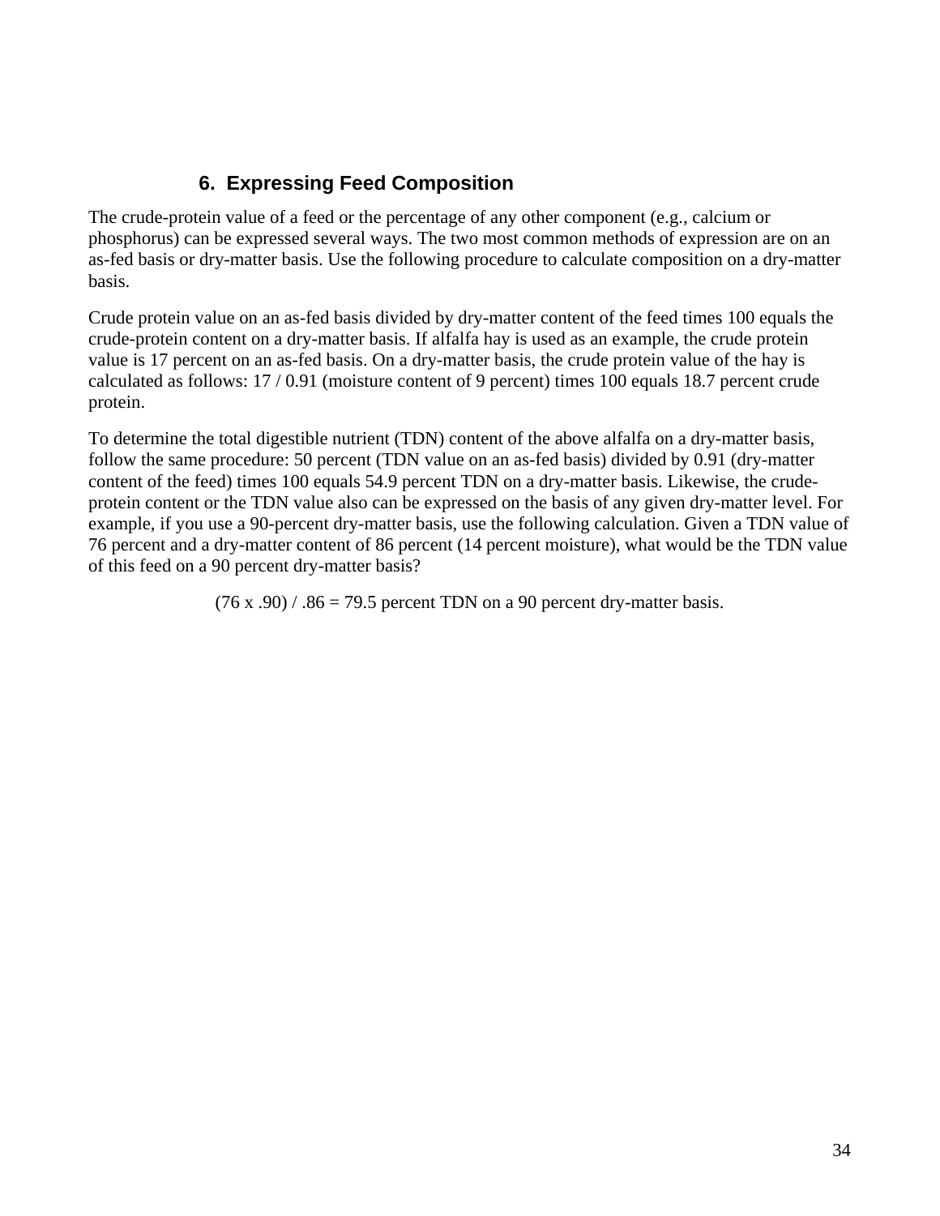## 6. Expressing Feed Composition

The crude-protein value of a feed or the percentage of any other component (e.g., calcium or phosphorus) can be expressed several ways. The two most common methods of expression are on an as-fed basis or dry-matter basis. Use the following procedure to calculate composition on a dry-matter basis.

Crude protein value on an as-fed basis divided by dry-matter content of the feed times 100 equals the crude-protein content on a dry-matter basis. If alfalfa hay is used as an example, the crude protein value is 17 percent on an as-fed basis. On a dry-matter basis, the crude protein value of the hay is calculated as follows: 17 / 0.91 (moisture content of 9 percent) times 100 equals 18.7 percent crude protein.

To determine the total digestible nutrient (TDN) content of the above alfalfa on a dry-matter basis, follow the same procedure: 50 percent (TDN value on an as-fed basis) divided by 0.91 (dry-matter content of the feed) times 100 equals 54.9 percent TDN on a dry-matter basis. Likewise, the crude-protein content or the TDN value also can be expressed on the basis of any given dry-matter level. For example, if you use a 90-percent dry-matter basis, use the following calculation. Given a TDN value of 76 percent and a dry-matter content of 86 percent (14 percent moisture), what would be the TDN value of this feed on a 90 percent dry-matter basis?

$$(76 \times .90) / .86 = 79.5 \text{ percent TDN on a 90 percent dry-matter basis.}$$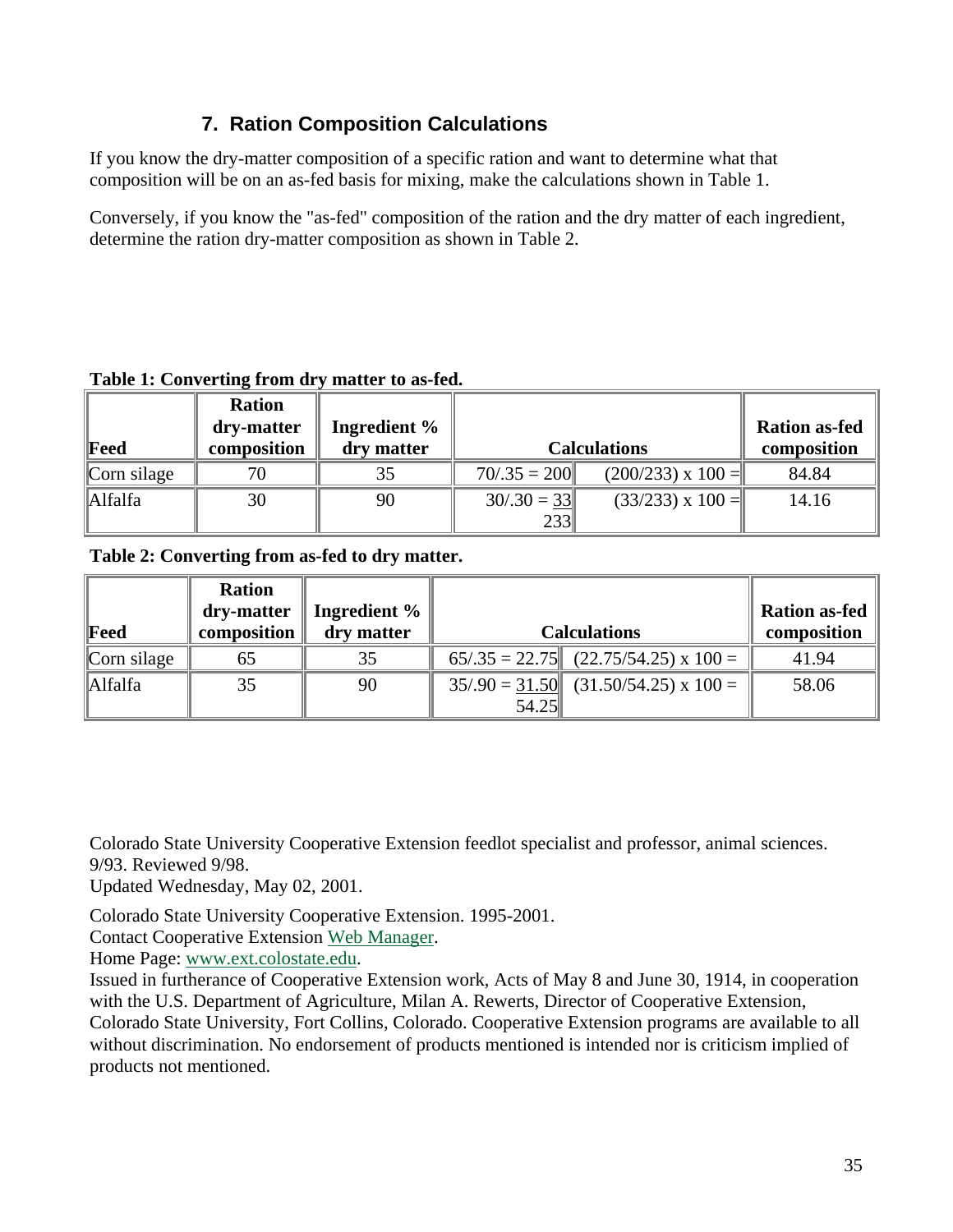### 7. Ration Composition Calculations

If you know the dry-matter composition of a specific ration and want to determine what that composition will be on an as-fed basis for mixing, make the calculations shown in Table 1.

Conversely, if you know the "as-fed" composition of the ration and the dry matter of each ingredient, determine the ration dry-matter composition as shown in Table 2.

**Table 1: Converting from dry matter to as-fed.**

| Feed | Ration dry-matter composition | Ingredient % dry matter | Calculations | | Ration as-fed composition |
|---|---|---|---|---|---|
| Corn silage | 70 | 35 | 70/.35 = 200 | (200/233) x 100 = | 84.84 |
| Alfalfa | 30 | 90 | 30/.30 = 33<br>233 | (33/233) x 100 = | 14.16 |

**Table 2: Converting from as-fed to dry matter.**

| Feed | Ration dry-matter composition | Ingredient % dry matter | Calculations | | Ration as-fed composition |
|---|---|---|---|---|---|
| Corn silage | 65 | 35 | 65/.35 = 22.75 | (22.75/54.25) x 100 = | 41.94 |
| Alfalfa | 35 | 90 | 35/.90 = 31.50<br>54.25 | (31.50/54.25) x 100 = | 58.06 |

Colorado State University Cooperative Extension feedlot specialist and professor, animal sciences. 9/93. Reviewed 9/98.
Updated Wednesday, May 02, 2001.

Colorado State University Cooperative Extension. 1995-2001.
Contact Cooperative Extension Web Manager.
Home Page: www.ext.colostate.edu.
Issued in furtherance of Cooperative Extension work, Acts of May 8 and June 30, 1914, in cooperation with the U.S. Department of Agriculture, Milan A. Rewerts, Director of Cooperative Extension, Colorado State University, Fort Collins, Colorado. Cooperative Extension programs are available to all without discrimination. No endorsement of products mentioned is intended nor is criticism implied of products not mentioned.